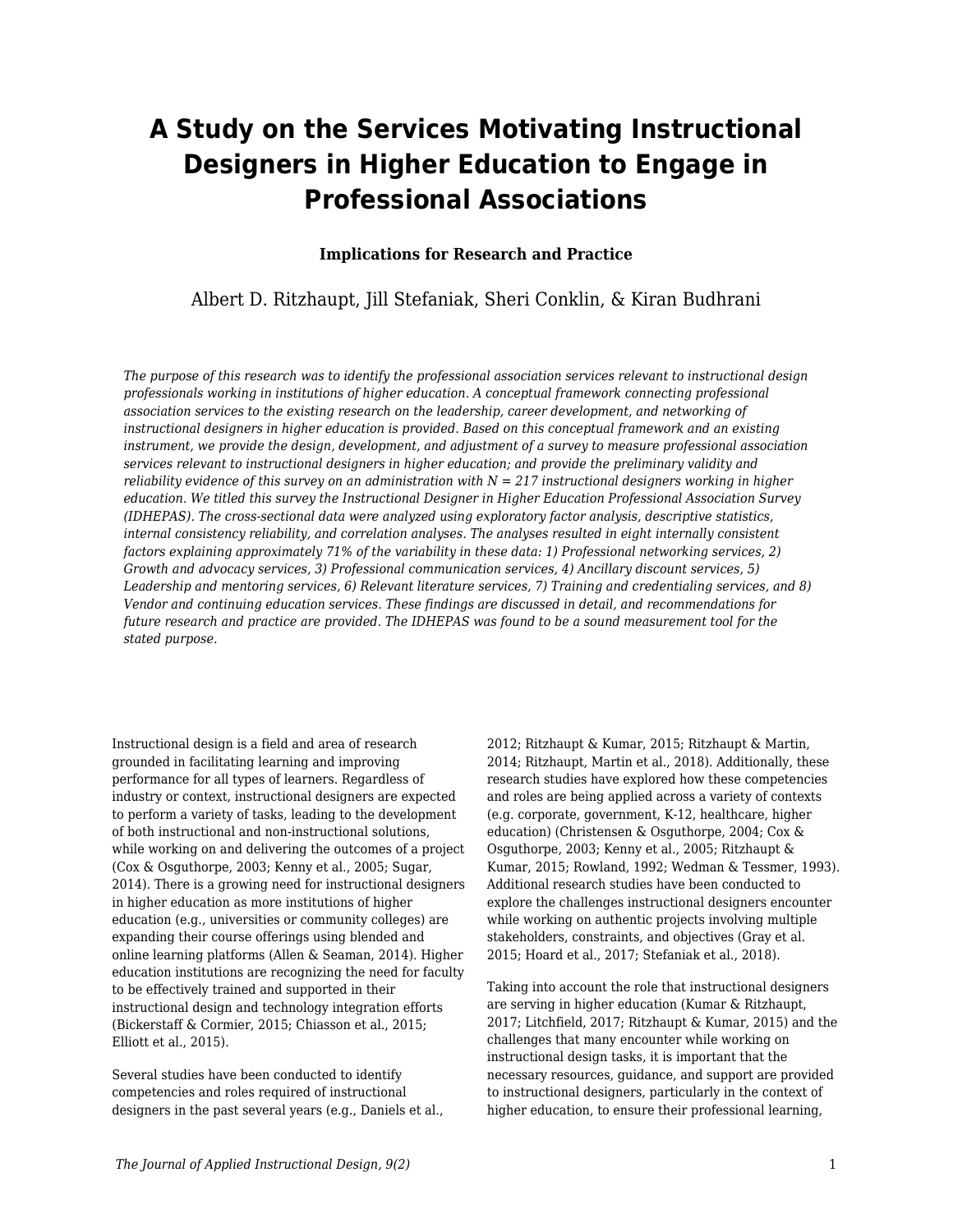# A Study on the Services Motivating Instructional Designers in Higher Education to Engage in Professional Associations

### Implications for Research and Practice

Albert D. Ritzhaupt, Jill Stefaniak, Sheri Conklin, & Kiran Budhrani

*The purpose of this research was to identify the professional association services relevant to instructional design professionals working in institutions of higher education. A conceptual framework connecting professional association services to the existing research on the leadership, career development, and networking of instructional designers in higher education is provided. Based on this conceptual framework and an existing instrument, we provide the design, development, and adjustment of a survey to measure professional association services relevant to instructional designers in higher education; and provide the preliminary validity and reliability evidence of this survey on an administration with N = 217 instructional designers working in higher education. We titled this survey the Instructional Designer in Higher Education Professional Association Survey (IDHEPAS). The cross-sectional data were analyzed using exploratory factor analysis, descriptive statistics, internal consistency reliability, and correlation analyses. The analyses resulted in eight internally consistent factors explaining approximately 71% of the variability in these data: 1) Professional networking services, 2) Growth and advocacy services, 3) Professional communication services, 4) Ancillary discount services, 5) Leadership and mentoring services, 6) Relevant literature services, 7) Training and credentialing services, and 8) Vendor and continuing education services. These findings are discussed in detail, and recommendations for future research and practice are provided. The IDHEPAS was found to be a sound measurement tool for the stated purpose.*

Instructional design is a field and area of research grounded in facilitating learning and improving performance for all types of learners. Regardless of industry or context, instructional designers are expected to perform a variety of tasks, leading to the development of both instructional and non-instructional solutions, while working on and delivering the outcomes of a project (Cox & Osguthorpe, 2003; Kenny et al., 2005; Sugar, 2014). There is a growing need for instructional designers in higher education as more institutions of higher education (e.g., universities or community colleges) are expanding their course offerings using blended and online learning platforms (Allen & Seaman, 2014). Higher education institutions are recognizing the need for faculty to be effectively trained and supported in their instructional design and technology integration efforts (Bickerstaff & Cormier, 2015; Chiasson et al., 2015; Elliott et al., 2015).

Several studies have been conducted to identify competencies and roles required of instructional designers in the past several years (e.g., Daniels et al., 2012; Ritzhaupt & Kumar, 2015; Ritzhaupt & Martin, 2014; Ritzhaupt, Martin et al., 2018). Additionally, these research studies have explored how these competencies and roles are being applied across a variety of contexts (e.g. corporate, government, K-12, healthcare, higher education) (Christensen & Osguthorpe, 2004; Cox & Osguthorpe, 2003; Kenny et al., 2005; Ritzhaupt & Kumar, 2015; Rowland, 1992; Wedman & Tessmer, 1993). Additional research studies have been conducted to explore the challenges instructional designers encounter while working on authentic projects involving multiple stakeholders, constraints, and objectives (Gray et al. 2015; Hoard et al., 2017; Stefaniak et al., 2018).

Taking into account the role that instructional designers are serving in higher education (Kumar & Ritzhaupt, 2017; Litchfield, 2017; Ritzhaupt & Kumar, 2015) and the challenges that many encounter while working on instructional design tasks, it is important that the necessary resources, guidance, and support are provided to instructional designers, particularly in the context of higher education, to ensure their professional learning,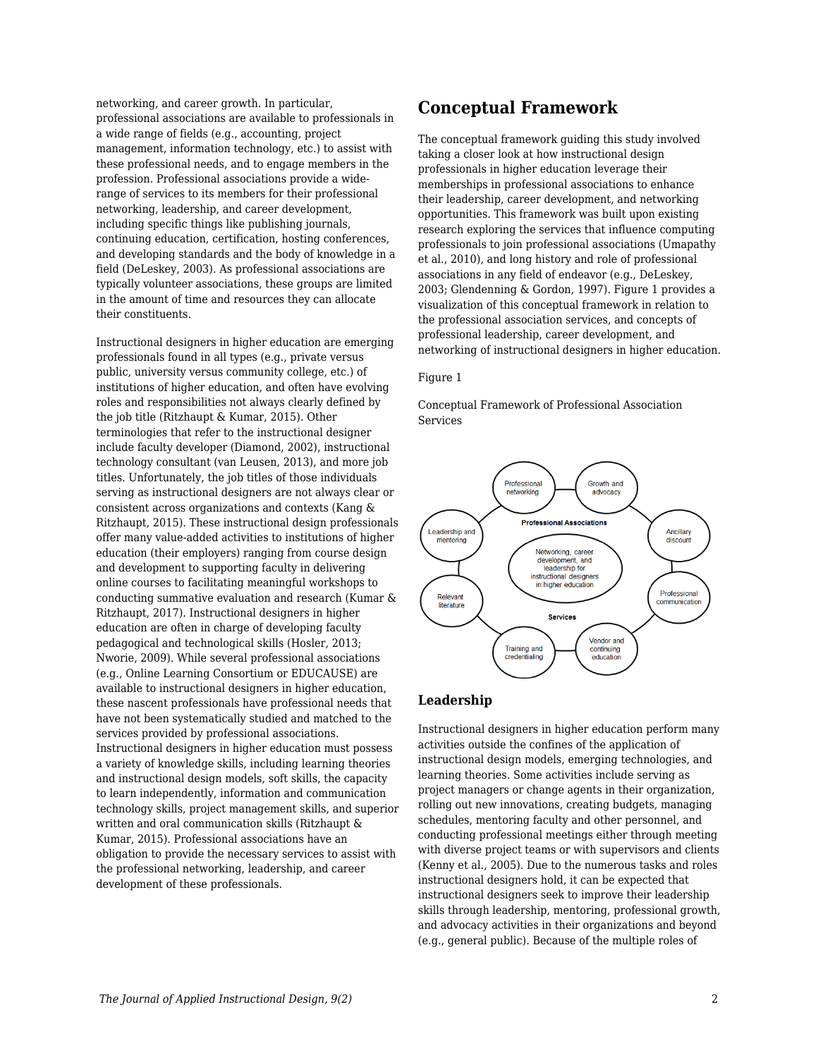networking, and career growth. In particular, professional associations are available to professionals in a wide range of fields (e.g., accounting, project management, information technology, etc.) to assist with these professional needs, and to engage members in the profession. Professional associations provide a wide-range of services to its members for their professional networking, leadership, and career development, including specific things like publishing journals, continuing education, certification, hosting conferences, and developing standards and the body of knowledge in a field (DeLeskey, 2003). As professional associations are typically volunteer associations, these groups are limited in the amount of time and resources they can allocate their constituents.

Instructional designers in higher education are emerging professionals found in all types (e.g., private versus public, university versus community college, etc.) of institutions of higher education, and often have evolving roles and responsibilities not always clearly defined by the job title (Ritzhaupt & Kumar, 2015). Other terminologies that refer to the instructional designer include faculty developer (Diamond, 2002), instructional technology consultant (van Leusen, 2013), and more job titles. Unfortunately, the job titles of those individuals serving as instructional designers are not always clear or consistent across organizations and contexts (Kang & Ritzhaupt, 2015). These instructional design professionals offer many value-added activities to institutions of higher education (their employers) ranging from course design and development to supporting faculty in delivering online courses to facilitating meaningful workshops to conducting summative evaluation and research (Kumar & Ritzhaupt, 2017). Instructional designers in higher education are often in charge of developing faculty pedagogical and technological skills (Hosler, 2013; Nworie, 2009). While several professional associations (e.g., Online Learning Consortium or EDUCAUSE) are available to instructional designers in higher education, these nascent professionals have professional needs that have not been systematically studied and matched to the services provided by professional associations. Instructional designers in higher education must possess a variety of knowledge skills, including learning theories and instructional design models, soft skills, the capacity to learn independently, information and communication technology skills, project management skills, and superior written and oral communication skills (Ritzhaupt & Kumar, 2015). Professional associations have an obligation to provide the necessary services to assist with the professional networking, leadership, and career development of these professionals.

## Conceptual Framework

The conceptual framework guiding this study involved taking a closer look at how instructional design professionals in higher education leverage their memberships in professional associations to enhance their leadership, career development, and networking opportunities. This framework was built upon existing research exploring the services that influence computing professionals to join professional associations (Umapathy et al., 2010), and long history and role of professional associations in any field of endeavor (e.g., DeLeskey, 2003; Glendenning & Gordon, 1997). Figure 1 provides a visualization of this conceptual framework in relation to the professional association services, and concepts of professional leadership, career development, and networking of instructional designers in higher education.

Figure 1

Conceptual Framework of Professional Association Services

### Leadership

Instructional designers in higher education perform many activities outside the confines of the application of instructional design models, emerging technologies, and learning theories. Some activities include serving as project managers or change agents in their organization, rolling out new innovations, creating budgets, managing schedules, mentoring faculty and other personnel, and conducting professional meetings either through meeting with diverse project teams or with supervisors and clients (Kenny et al., 2005). Due to the numerous tasks and roles instructional designers hold, it can be expected that instructional designers seek to improve their leadership skills through leadership, mentoring, professional growth, and advocacy activities in their organizations and beyond (e.g., general public). Because of the multiple roles of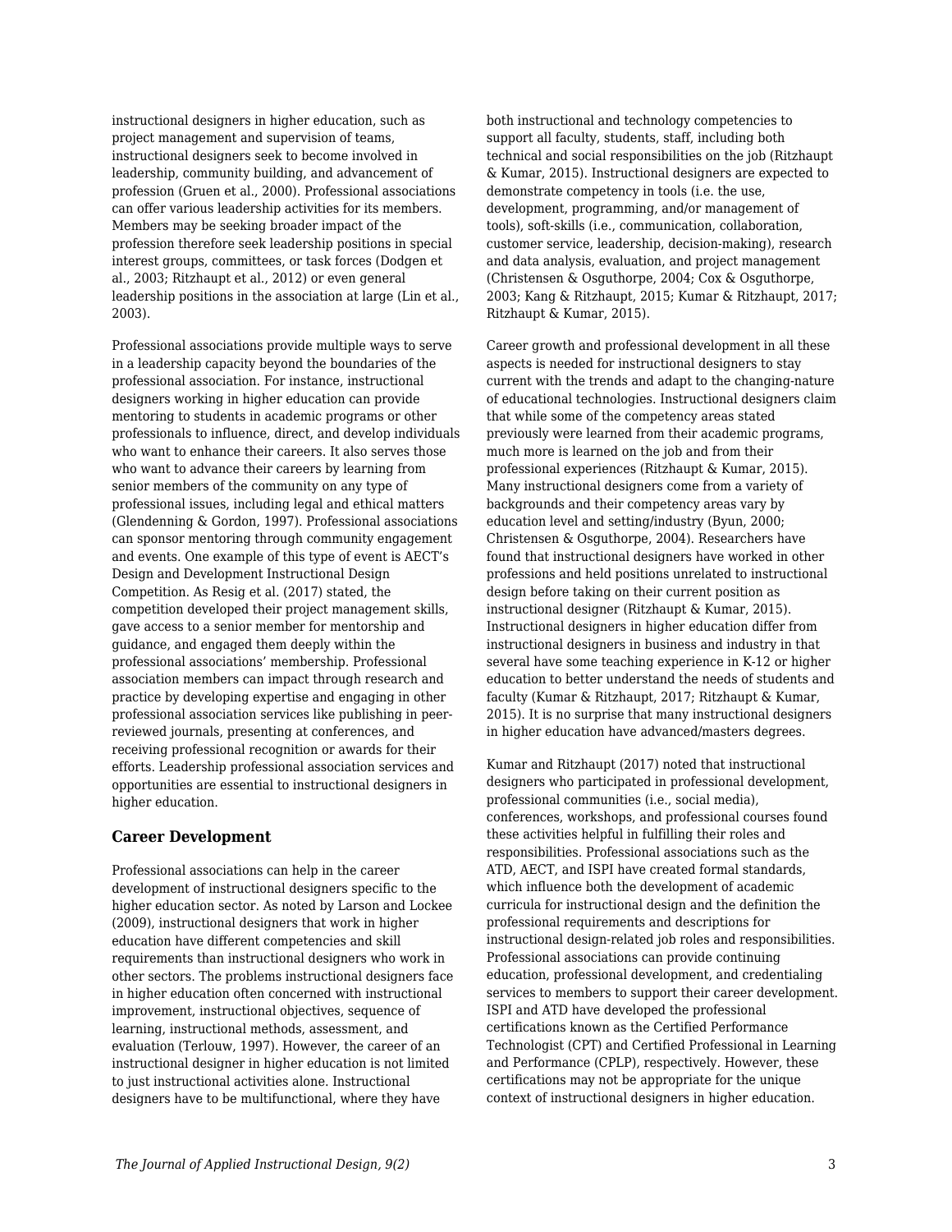instructional designers in higher education, such as project management and supervision of teams, instructional designers seek to become involved in leadership, community building, and advancement of profession (Gruen et al., 2000). Professional associations can offer various leadership activities for its members. Members may be seeking broader impact of the profession therefore seek leadership positions in special interest groups, committees, or task forces (Dodgen et al., 2003; Ritzhaupt et al., 2012) or even general leadership positions in the association at large (Lin et al., 2003).

Professional associations provide multiple ways to serve in a leadership capacity beyond the boundaries of the professional association. For instance, instructional designers working in higher education can provide mentoring to students in academic programs or other professionals to influence, direct, and develop individuals who want to enhance their careers. It also serves those who want to advance their careers by learning from senior members of the community on any type of professional issues, including legal and ethical matters (Glendenning & Gordon, 1997). Professional associations can sponsor mentoring through community engagement and events. One example of this type of event is AECT's Design and Development Instructional Design Competition. As Resig et al. (2017) stated, the competition developed their project management skills, gave access to a senior member for mentorship and guidance, and engaged them deeply within the professional associations' membership. Professional association members can impact through research and practice by developing expertise and engaging in other professional association services like publishing in peer-reviewed journals, presenting at conferences, and receiving professional recognition or awards for their efforts. Leadership professional association services and opportunities are essential to instructional designers in higher education.

### Career Development

Professional associations can help in the career development of instructional designers specific to the higher education sector. As noted by Larson and Lockee (2009), instructional designers that work in higher education have different competencies and skill requirements than instructional designers who work in other sectors. The problems instructional designers face in higher education often concerned with instructional improvement, instructional objectives, sequence of learning, instructional methods, assessment, and evaluation (Terlouw, 1997). However, the career of an instructional designer in higher education is not limited to just instructional activities alone. Instructional designers have to be multifunctional, where they have both instructional and technology competencies to support all faculty, students, staff, including both technical and social responsibilities on the job (Ritzhaupt & Kumar, 2015). Instructional designers are expected to demonstrate competency in tools (i.e. the use, development, programming, and/or management of tools), soft-skills (i.e., communication, collaboration, customer service, leadership, decision-making), research and data analysis, evaluation, and project management (Christensen & Osguthorpe, 2004; Cox & Osguthorpe, 2003; Kang & Ritzhaupt, 2015; Kumar & Ritzhaupt, 2017; Ritzhaupt & Kumar, 2015).

Career growth and professional development in all these aspects is needed for instructional designers to stay current with the trends and adapt to the changing-nature of educational technologies. Instructional designers claim that while some of the competency areas stated previously were learned from their academic programs, much more is learned on the job and from their professional experiences (Ritzhaupt & Kumar, 2015). Many instructional designers come from a variety of backgrounds and their competency areas vary by education level and setting/industry (Byun, 2000; Christensen & Osguthorpe, 2004). Researchers have found that instructional designers have worked in other professions and held positions unrelated to instructional design before taking on their current position as instructional designer (Ritzhaupt & Kumar, 2015). Instructional designers in higher education differ from instructional designers in business and industry in that several have some teaching experience in K-12 or higher education to better understand the needs of students and faculty (Kumar & Ritzhaupt, 2017; Ritzhaupt & Kumar, 2015). It is no surprise that many instructional designers in higher education have advanced/masters degrees.

Kumar and Ritzhaupt (2017) noted that instructional designers who participated in professional development, professional communities (i.e., social media), conferences, workshops, and professional courses found these activities helpful in fulfilling their roles and responsibilities. Professional associations such as the ATD, AECT, and ISPI have created formal standards, which influence both the development of academic curricula for instructional design and the definition the professional requirements and descriptions for instructional design-related job roles and responsibilities. Professional associations can provide continuing education, professional development, and credentialing services to members to support their career development. ISPI and ATD have developed the professional certifications known as the Certified Performance Technologist (CPT) and Certified Professional in Learning and Performance (CPLP), respectively. However, these certifications may not be appropriate for the unique context of instructional designers in higher education.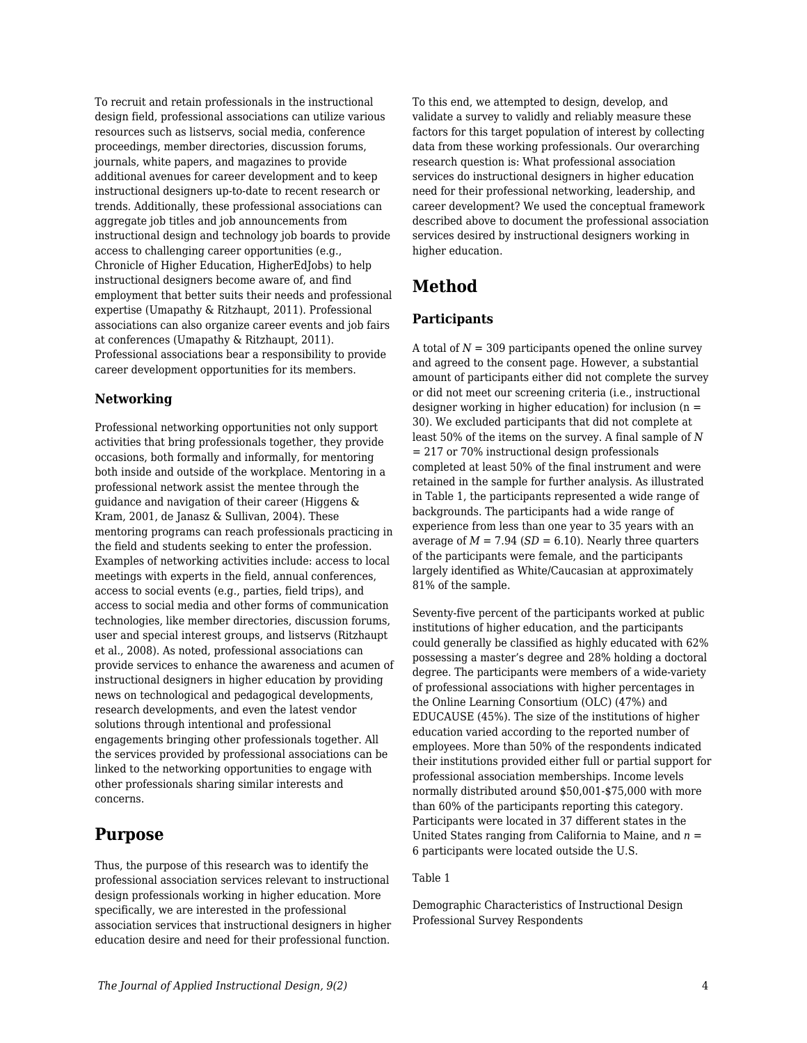To recruit and retain professionals in the instructional design field, professional associations can utilize various resources such as listservs, social media, conference proceedings, member directories, discussion forums, journals, white papers, and magazines to provide additional avenues for career development and to keep instructional designers up-to-date to recent research or trends. Additionally, these professional associations can aggregate job titles and job announcements from instructional design and technology job boards to provide access to challenging career opportunities (e.g., Chronicle of Higher Education, HigherEdJobs) to help instructional designers become aware of, and find employment that better suits their needs and professional expertise (Umapathy & Ritzhaupt, 2011). Professional associations can also organize career events and job fairs at conferences (Umapathy & Ritzhaupt, 2011). Professional associations bear a responsibility to provide career development opportunities for its members.

### Networking

Professional networking opportunities not only support activities that bring professionals together, they provide occasions, both formally and informally, for mentoring both inside and outside of the workplace. Mentoring in a professional network assist the mentee through the guidance and navigation of their career (Higgens & Kram, 2001, de Janasz & Sullivan, 2004). These mentoring programs can reach professionals practicing in the field and students seeking to enter the profession. Examples of networking activities include: access to local meetings with experts in the field, annual conferences, access to social events (e.g., parties, field trips), and access to social media and other forms of communication technologies, like member directories, discussion forums, user and special interest groups, and listservs (Ritzhaupt et al., 2008). As noted, professional associations can provide services to enhance the awareness and acumen of instructional designers in higher education by providing news on technological and pedagogical developments, research developments, and even the latest vendor solutions through intentional and professional engagements bringing other professionals together. All the services provided by professional associations can be linked to the networking opportunities to engage with other professionals sharing similar interests and concerns.

## Purpose

Thus, the purpose of this research was to identify the professional association services relevant to instructional design professionals working in higher education. More specifically, we are interested in the professional association services that instructional designers in higher education desire and need for their professional function. To this end, we attempted to design, develop, and validate a survey to validly and reliably measure these factors for this target population of interest by collecting data from these working professionals. Our overarching research question is: What professional association services do instructional designers in higher education need for their professional networking, leadership, and career development? We used the conceptual framework described above to document the professional association services desired by instructional designers working in higher education.

## Method

### Participants

A total of $N$ = 309 participants opened the online survey and agreed to the consent page. However, a substantial amount of participants either did not complete the survey or did not meet our screening criteria (i.e., instructional designer working in higher education) for inclusion (n = 30). We excluded participants that did not complete at least 50% of the items on the survey. A final sample of $N$ = 217 or 70% instructional design professionals completed at least 50% of the final instrument and were retained in the sample for further analysis. As illustrated in Table 1, the participants represented a wide range of backgrounds. The participants had a wide range of experience from less than one year to 35 years with an average of $M$ = 7.94 ($SD$ = 6.10). Nearly three quarters of the participants were female, and the participants largely identified as White/Caucasian at approximately 81% of the sample.

Seventy-five percent of the participants worked at public institutions of higher education, and the participants could generally be classified as highly educated with 62% possessing a master's degree and 28% holding a doctoral degree. The participants were members of a wide-variety of professional associations with higher percentages in the Online Learning Consortium (OLC) (47%) and EDUCAUSE (45%). The size of the institutions of higher education varied according to the reported number of employees. More than 50% of the respondents indicated their institutions provided either full or partial support for professional association memberships. Income levels normally distributed around $50,001-$75,000 with more than 60% of the participants reporting this category. Participants were located in 37 different states in the United States ranging from California to Maine, and $n$ = 6 participants were located outside the U.S.

Table 1

Demographic Characteristics of Instructional Design Professional Survey Respondents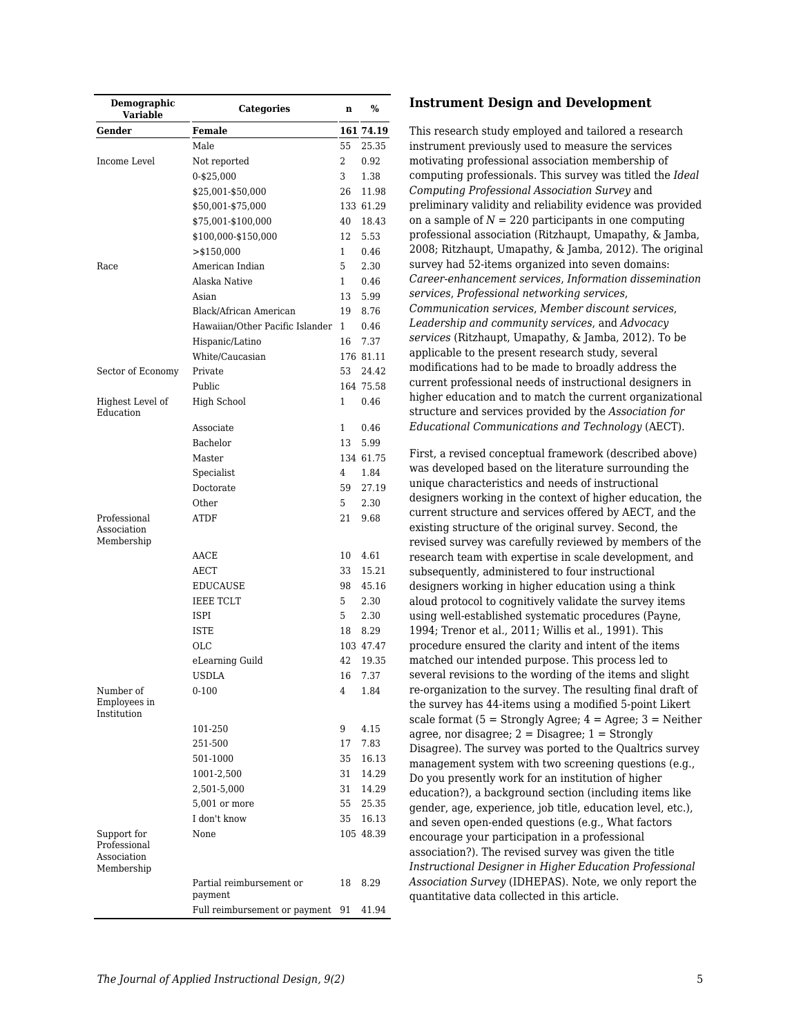| Demographic Variable | Categories | n | % |
|---|---|---|---|
| **Gender** | **Female** | **161** | **74.19** |
| | Male | 55 | 25.35 |
| Income Level | Not reported | 2 | 0.92 |
| | 0-$25,000 | 3 | 1.38 |
| | $25,001-$50,000 | 26 | 11.98 |
| | $50,001-$75,000 | 133 | 61.29 |
| | $75,001-$100,000 | 40 | 18.43 |
| | $100,000-$150,000 | 12 | 5.53 |
| | >$150,000 | 1 | 0.46 |
| Race | American Indian | 5 | 2.30 |
| | Alaska Native | 1 | 0.46 |
| | Asian | 13 | 5.99 |
| | Black/African American | 19 | 8.76 |
| | Hawaiian/Other Pacific Islander | 1 | 0.46 |
| | Hispanic/Latino | 16 | 7.37 |
| | White/Caucasian | 176 | 81.11 |
| Sector of Economy | Private | 53 | 24.42 |
| | Public | 164 | 75.58 |
| Highest Level of Education | High School | 1 | 0.46 |
| | Associate | 1 | 0.46 |
| | Bachelor | 13 | 5.99 |
| | Master | 134 | 61.75 |
| | Specialist | 4 | 1.84 |
| | Doctorate | 59 | 27.19 |
| | Other | 5 | 2.30 |
| Professional Association Membership | ATDF | 21 | 9.68 |
| | AACE | 10 | 4.61 |
| | AECT | 33 | 15.21 |
| | EDUCAUSE | 98 | 45.16 |
| | IEEE TCLT | 5 | 2.30 |
| | ISPI | 5 | 2.30 |
| | ISTE | 18 | 8.29 |
| | OLC | 103 | 47.47 |
| | eLearning Guild | 42 | 19.35 |
| | USDLA | 16 | 7.37 |
| Number of Employees in Institution | 0-100 | 4 | 1.84 |
| | 101-250 | 9 | 4.15 |
| | 251-500 | 17 | 7.83 |
| | 501-1000 | 35 | 16.13 |
| | 1001-2,500 | 31 | 14.29 |
| | 2,501-5,000 | 31 | 14.29 |
| | 5,001 or more | 55 | 25.35 |
| | I don't know | 35 | 16.13 |
| Support for Professional Association Membership | None | 105 | 48.39 |
| | Partial reimbursement or payment | 18 | 8.29 |
| | Full reimbursement or payment | 91 | 41.94 |

### Instrument Design and Development

This research study employed and tailored a research instrument previously used to measure the services motivating professional association membership of computing professionals. This survey was titled the *Ideal Computing Professional Association Survey* and preliminary validity and reliability evidence was provided on a sample of $N$ = 220 participants in one computing professional association (Ritzhaupt, Umapathy, & Jamba, 2008; Ritzhaupt, Umapathy, & Jamba, 2012). The original survey had 52-items organized into seven domains: *Career-enhancement services*, *Information dissemination services*, *Professional networking services*, *Communication services*, *Member discount services*, *Leadership and community services,* and *Advocacy services* (Ritzhaupt, Umapathy, & Jamba, 2012). To be applicable to the present research study, several modifications had to be made to broadly address the current professional needs of instructional designers in higher education and to match the current organizational structure and services provided by the *Association for Educational Communications and Technology* (AECT).

First, a revised conceptual framework (described above) was developed based on the literature surrounding the unique characteristics and needs of instructional designers working in the context of higher education, the current structure and services offered by AECT, and the existing structure of the original survey. Second, the revised survey was carefully reviewed by members of the research team with expertise in scale development, and subsequently, administered to four instructional designers working in higher education using a think aloud protocol to cognitively validate the survey items using well-established systematic procedures (Payne, 1994; Trenor et al., 2011; Willis et al., 1991). This procedure ensured the clarity and intent of the items matched our intended purpose. This process led to several revisions to the wording of the items and slight re-organization to the survey. The resulting final draft of the survey has 44-items using a modified 5-point Likert scale format (5 = Strongly Agree; 4 = Agree; 3 = Neither agree, nor disagree; 2 = Disagree; 1 = Strongly Disagree). The survey was ported to the Qualtrics survey management system with two screening questions (e.g., Do you presently work for an institution of higher education?), a background section (including items like gender, age, experience, job title, education level, etc.), and seven open-ended questions (e.g., What factors encourage your participation in a professional association?). The revised survey was given the title *Instructional Designer in Higher Education Professional Association Survey* (IDHEPAS). Note, we only report the quantitative data collected in this article.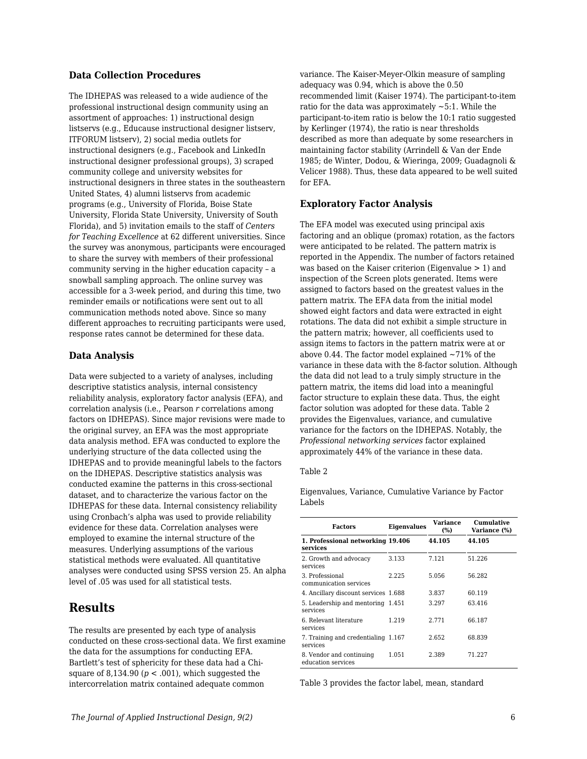### Data Collection Procedures

The IDHEPAS was released to a wide audience of the professional instructional design community using an assortment of approaches: 1) instructional design listservs (e.g., Educause instructional designer listserv, ITFORUM listserv), 2) social media outlets for instructional designers (e.g., Facebook and LinkedIn instructional designer professional groups), 3) scraped community college and university websites for instructional designers in three states in the southeastern United States, 4) alumni listservs from academic programs (e.g., University of Florida, Boise State University, Florida State University, University of South Florida), and 5) invitation emails to the staff of *Centers for Teaching Excellence* at 62 different universities. Since the survey was anonymous, participants were encouraged to share the survey with members of their professional community serving in the higher education capacity – a snowball sampling approach. The online survey was accessible for a 3-week period, and during this time, two reminder emails or notifications were sent out to all communication methods noted above. Since so many different approaches to recruiting participants were used, response rates cannot be determined for these data.

### Data Analysis

Data were subjected to a variety of analyses, including descriptive statistics analysis, internal consistency reliability analysis, exploratory factor analysis (EFA), and correlation analysis (i.e., Pearson *r* correlations among factors on IDHEPAS). Since major revisions were made to the original survey, an EFA was the most appropriate data analysis method. EFA was conducted to explore the underlying structure of the data collected using the IDHEPAS and to provide meaningful labels to the factors on the IDHEPAS. Descriptive statistics analysis was conducted examine the patterns in this cross-sectional dataset, and to characterize the various factor on the IDHEPAS for these data. Internal consistency reliability using Cronbach's alpha was used to provide reliability evidence for these data. Correlation analyses were employed to examine the internal structure of the measures. Underlying assumptions of the various statistical methods were evaluated. All quantitative analyses were conducted using SPSS version 25. An alpha level of .05 was used for all statistical tests.

## Results

The results are presented by each type of analysis conducted on these cross-sectional data. We first examine the data for the assumptions for conducting EFA. Bartlett's test of sphericity for these data had a Chi-square of 8,134.90 ($p < .001$), which suggested the intercorrelation matrix contained adequate common variance. The Kaiser-Meyer-Olkin measure of sampling adequacy was 0.94, which is above the 0.50 recommended limit (Kaiser 1974). The participant-to-item ratio for the data was approximately ~5:1. While the participant-to-item ratio is below the 10:1 ratio suggested by Kerlinger (1974), the ratio is near thresholds described as more than adequate by some researchers in maintaining factor stability (Arrindell & Van der Ende 1985; de Winter, Dodou, & Wieringa, 2009; Guadagnoli & Velicer 1988). Thus, these data appeared to be well suited for EFA.

### Exploratory Factor Analysis

The EFA model was executed using principal axis factoring and an oblique (promax) rotation, as the factors were anticipated to be related. The pattern matrix is reported in the Appendix. The number of factors retained was based on the Kaiser criterion (Eigenvalue > 1) and inspection of the Screen plots generated. Items were assigned to factors based on the greatest values in the pattern matrix. The EFA data from the initial model showed eight factors and data were extracted in eight rotations. The data did not exhibit a simple structure in the pattern matrix; however, all coefficients used to assign items to factors in the pattern matrix were at or above 0.44. The factor model explained ~71% of the variance in these data with the 8-factor solution. Although the data did not lead to a truly simply structure in the pattern matrix, the items did load into a meaningful factor structure to explain these data. Thus, the eight factor solution was adopted for these data. Table 2 provides the Eigenvalues, variance, and cumulative variance for the factors on the IDHEPAS. Notably, the *Professional networking services* factor explained approximately 44% of the variance in these data.

Table 2

Eigenvalues, Variance, Cumulative Variance by Factor Labels

| Factors | Eigenvalues | Variance (%) | Cumulative Variance (%) |
|---|---|---|---|
| **1. Professional networking services** | **19.406** | **44.105** | **44.105** |
| 2. Growth and advocacy services | 3.133 | 7.121 | 51.226 |
| 3. Professional communication services | 2.225 | 5.056 | 56.282 |
| 4. Ancillary discount services | 1.688 | 3.837 | 60.119 |
| 5. Leadership and mentoring services | 1.451 | 3.297 | 63.416 |
| 6. Relevant literature services | 1.219 | 2.771 | 66.187 |
| 7. Training and credentialing services | 1.167 | 2.652 | 68.839 |
| 8. Vendor and continuing education services | 1.051 | 2.389 | 71.227 |

Table 3 provides the factor label, mean, standard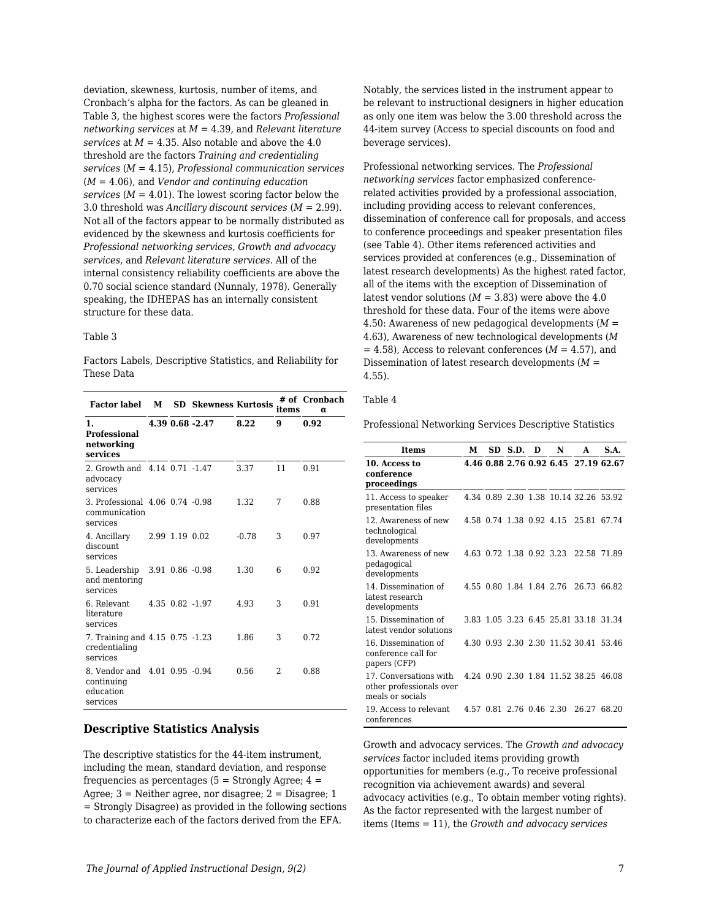deviation, skewness, kurtosis, number of items, and Cronbach's alpha for the factors. As can be gleaned in Table 3, the highest scores were the factors *Professional networking services* at *M* = 4.39, and *Relevant literature services* at *M* = 4.35. Also notable and above the 4.0 threshold are the factors *Training and credentialing services* (*M* = 4.15), *Professional communication services* (*M* = 4.06), and *Vendor and continuing education services* (*M* = 4.01). The lowest scoring factor below the 3.0 threshold was *Ancillary discount services* (*M* = 2.99). Not all of the factors appear to be normally distributed as evidenced by the skewness and kurtosis coefficients for *Professional networking services*, *Growth and advocacy services*, and *Relevant literature services*. All of the internal consistency reliability coefficients are above the 0.70 social science standard (Nunnaly, 1978). Generally speaking, the IDHEPAS has an internally consistent structure for these data.

Table 3

Factors Labels, Descriptive Statistics, and Reliability for These Data

| Factor label | M | SD | Skewness | Kurtosis | # of items | Cronbach α |
|---|---|---|---|---|---|---|
| **1. Professional networking services** | **4.39** | **0.68** | **-2.47** | **8.22** | **9** | **0.92** |
| 2. Growth and advocacy services | 4.14 | 0.71 | -1.47 | 3.37 | 11 | 0.91 |
| 3. Professional communication services | 4.06 | 0.74 | -0.98 | 1.32 | 7 | 0.88 |
| 4. Ancillary discount services | 2.99 | 1.19 | 0.02 | -0.78 | 3 | 0.97 |
| 5. Leadership and mentoring services | 3.91 | 0.86 | -0.98 | 1.30 | 6 | 0.92 |
| 6. Relevant literature services | 4.35 | 0.82 | -1.97 | 4.93 | 3 | 0.91 |
| 7. Training and credentialing services | 4.15 | 0.75 | -1.23 | 1.86 | 3 | 0.72 |
| 8. Vendor and continuing education services | 4.01 | 0.95 | -0.94 | 0.56 | 2 | 0.88 |

## Descriptive Statistics Analysis

The descriptive statistics for the 44-item instrument, including the mean, standard deviation, and response frequencies as percentages (5 = Strongly Agree; 4 = Agree; 3 = Neither agree, nor disagree; 2 = Disagree; 1 = Strongly Disagree) as provided in the following sections to characterize each of the factors derived from the EFA.

Notably, the services listed in the instrument appear to be relevant to instructional designers in higher education as only one item was below the 3.00 threshold across the 44-item survey (Access to special discounts on food and beverage services).

Professional networking services. The *Professional networking services* factor emphasized conference-related activities provided by a professional association, including providing access to relevant conferences, dissemination of conference call for proposals, and access to conference proceedings and speaker presentation files (see Table 4). Other items referenced activities and services provided at conferences (e.g., Dissemination of latest research developments) As the highest rated factor, all of the items with the exception of Dissemination of latest vendor solutions (*M* = 3.83) were above the 4.0 threshold for these data. Four of the items were above 4.50: Awareness of new pedagogical developments (*M* = 4.63), Awareness of new technological developments (*M* = 4.58), Access to relevant conferences (*M* = 4.57), and Dissemination of latest research developments (*M* = 4.55).

Table 4

Professional Networking Services Descriptive Statistics

| Items | M | SD | S.D. | D | N | A | S.A. |
|---|---|---|---|---|---|---|---|
| **10. Access to conference proceedings** | **4.46** | **0.88** | **2.76** | **0.92** | **6.45** | **27.19** | **62.67** |
| 11. Access to speaker presentation files | 4.34 | 0.89 | 2.30 | 1.38 | 10.14 | 32.26 | 53.92 |
| 12. Awareness of new technological developments | 4.58 | 0.74 | 1.38 | 0.92 | 4.15 | 25.81 | 67.74 |
| 13. Awareness of new pedagogical developments | 4.63 | 0.72 | 1.38 | 0.92 | 3.23 | 22.58 | 71.89 |
| 14. Dissemination of latest research developments | 4.55 | 0.80 | 1.84 | 1.84 | 2.76 | 26.73 | 66.82 |
| 15. Dissemination of latest vendor solutions | 3.83 | 1.05 | 3.23 | 6.45 | 25.81 | 33.18 | 31.34 |
| 16. Dissemination of conference call for papers (CFP) | 4.30 | 0.93 | 2.30 | 2.30 | 11.52 | 30.41 | 53.46 |
| 17. Conversations with other professionals over meals or socials | 4.24 | 0.90 | 2.30 | 1.84 | 11.52 | 38.25 | 46.08 |
| 19. Access to relevant conferences | 4.57 | 0.81 | 2.76 | 0.46 | 2.30 | 26.27 | 68.20 |

Growth and advocacy services. The *Growth and advocacy services* factor included items providing growth opportunities for members (e.g., To receive professional recognition via achievement awards) and several advocacy activities (e.g., To obtain member voting rights). As the factor represented with the largest number of items (Items = 11), the *Growth and advocacy services*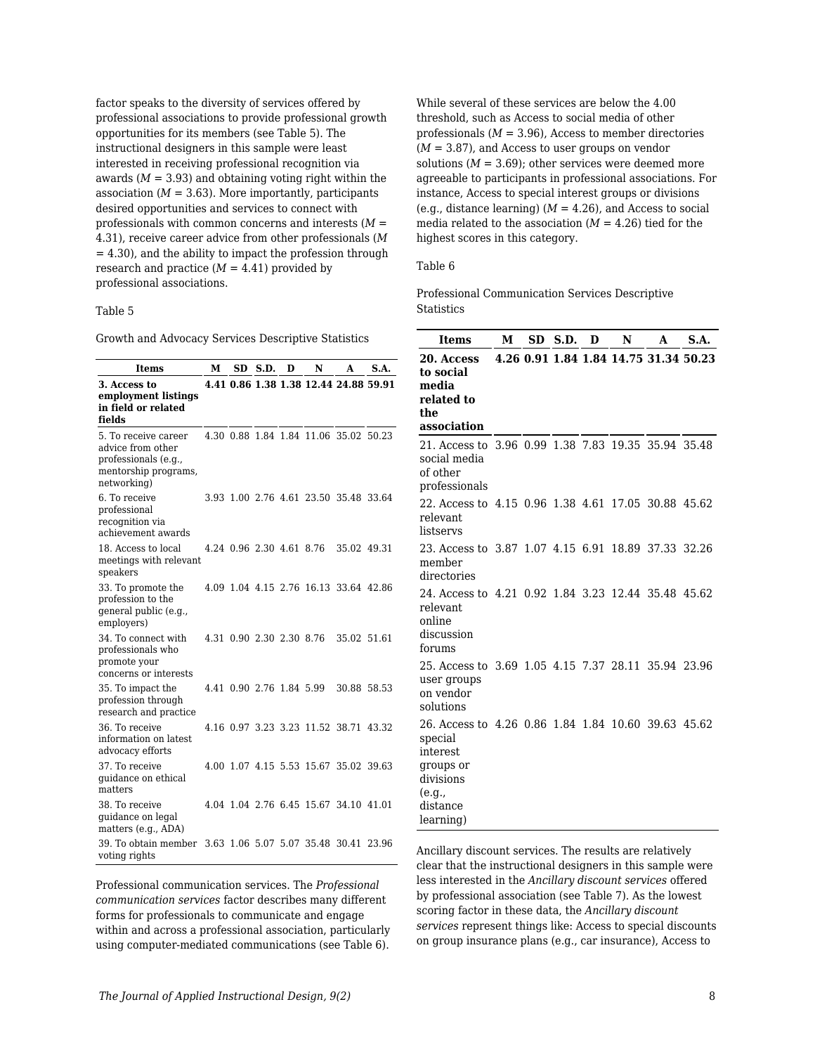factor speaks to the diversity of services offered by professional associations to provide professional growth opportunities for its members (see Table 5). The instructional designers in this sample were least interested in receiving professional recognition via awards (*M* = 3.93) and obtaining voting right within the association (*M* = 3.63). More importantly, participants desired opportunities and services to connect with professionals with common concerns and interests (*M* = 4.31), receive career advice from other professionals (*M* = 4.30), and the ability to impact the profession through research and practice (*M* = 4.41) provided by professional associations.

Table 5

Growth and Advocacy Services Descriptive Statistics

| Items | M | SD | S.D. | D | N | A | S.A. |
|---|---|---|---|---|---|---|---|
| **3. Access to employment listings in field or related fields** | **4.41** | **0.86** | **1.38** | **1.38** | **12.44** | **24.88** | **59.91** |
| 5. To receive career advice from other professionals (e.g., mentorship programs, networking) | 4.30 | 0.88 | 1.84 | 1.84 | 11.06 | 35.02 | 50.23 |
| 6. To receive professional recognition via achievement awards | 3.93 | 1.00 | 2.76 | 4.61 | 23.50 | 35.48 | 33.64 |
| 18. Access to local meetings with relevant speakers | 4.24 | 0.96 | 2.30 | 4.61 | 8.76 | 35.02 | 49.31 |
| 33. To promote the profession to the general public (e.g., employers) | 4.09 | 1.04 | 4.15 | 2.76 | 16.13 | 33.64 | 42.86 |
| 34. To connect with professionals who promote your concerns or interests | 4.31 | 0.90 | 2.30 | 2.30 | 8.76 | 35.02 | 51.61 |
| 35. To impact the profession through research and practice | 4.41 | 0.90 | 2.76 | 1.84 | 5.99 | 30.88 | 58.53 |
| 36. To receive information on latest advocacy efforts | 4.16 | 0.97 | 3.23 | 3.23 | 11.52 | 38.71 | 43.32 |
| 37. To receive guidance on ethical matters | 4.00 | 1.07 | 4.15 | 5.53 | 15.67 | 35.02 | 39.63 |
| 38. To receive guidance on legal matters (e.g., ADA) | 4.04 | 1.04 | 2.76 | 6.45 | 15.67 | 34.10 | 41.01 |
| 39. To obtain member voting rights | 3.63 | 1.06 | 5.07 | 5.07 | 35.48 | 30.41 | 23.96 |

Professional communication services. The *Professional communication services* factor describes many different forms for professionals to communicate and engage within and across a professional association, particularly using computer-mediated communications (see Table 6). While several of these services are below the 4.00 threshold, such as Access to social media of other professionals (*M* = 3.96), Access to member directories (*M* = 3.87), and Access to user groups on vendor solutions (*M* = 3.69); other services were deemed more agreeable to participants in professional associations. For instance, Access to special interest groups or divisions (e.g., distance learning) (*M* = 4.26), and Access to social media related to the association (*M* = 4.26) tied for the highest scores in this category.

Table 6

Professional Communication Services Descriptive Statistics

| Items | M | SD | S.D. | D | N | A | S.A. |
|---|---|---|---|---|---|---|---|
| **20. Access to social media related to the association** | **4.26** | **0.91** | **1.84** | **1.84** | **14.75** | **31.34** | **50.23** |
| 21. Access to social media of other professionals | 3.96 | 0.99 | 1.38 | 7.83 | 19.35 | 35.94 | 35.48 |
| 22. Access to relevant listservs | 4.15 | 0.96 | 1.38 | 4.61 | 17.05 | 30.88 | 45.62 |
| 23. Access to member directories | 3.87 | 1.07 | 4.15 | 6.91 | 18.89 | 37.33 | 32.26 |
| 24. Access to relevant online discussion forums | 4.21 | 0.92 | 1.84 | 3.23 | 12.44 | 35.48 | 45.62 |
| 25. Access to user groups on vendor solutions | 3.69 | 1.05 | 4.15 | 7.37 | 28.11 | 35.94 | 23.96 |
| 26. Access to special interest groups or divisions (e.g., distance learning) | 4.26 | 0.86 | 1.84 | 1.84 | 10.60 | 39.63 | 45.62 |

Ancillary discount services. The results are relatively clear that the instructional designers in this sample were less interested in the *Ancillary discount services* offered by professional association (see Table 7). As the lowest scoring factor in these data, the *Ancillary discount services* represent things like: Access to special discounts on group insurance plans (e.g., car insurance), Access to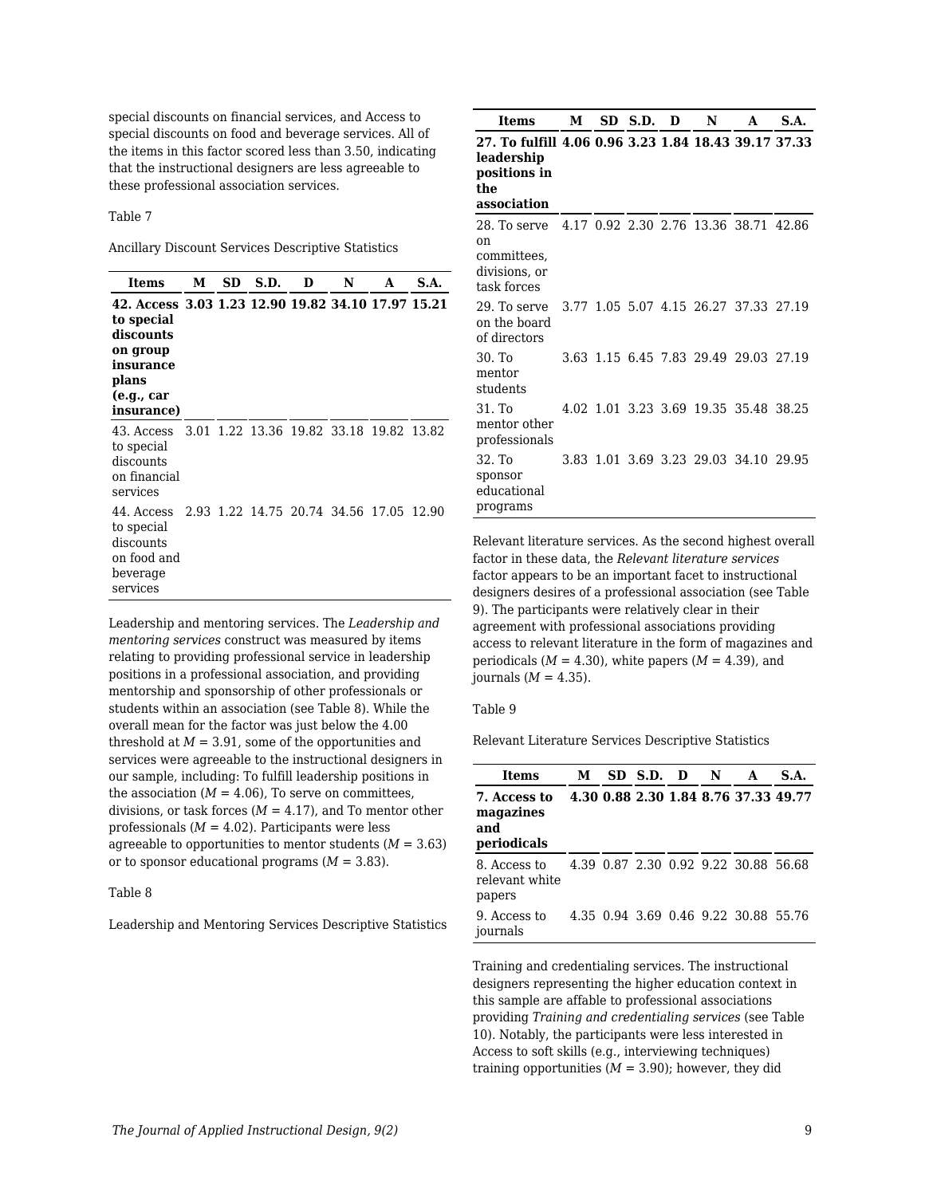special discounts on financial services, and Access to special discounts on food and beverage services. All of the items in this factor scored less than 3.50, indicating that the instructional designers are less agreeable to these professional association services.

Table 7

Ancillary Discount Services Descriptive Statistics

| Items | M | SD | S.D. | D | N | A | S.A. |
|---|---|---|---|---|---|---|---|
| **42. Access to special discounts on group insurance plans (e.g., car insurance)** | **3.03** | **1.23** | **12.90** | **19.82** | **34.10** | **17.97** | **15.21** |
| 43. Access to special discounts on financial services | 3.01 | 1.22 | 13.36 | 19.82 | 33.18 | 19.82 | 13.82 |
| 44. Access to special discounts on food and beverage services | 2.93 | 1.22 | 14.75 | 20.74 | 34.56 | 17.05 | 12.90 |

Leadership and mentoring services. The *Leadership and mentoring services* construct was measured by items relating to providing professional service in leadership positions in a professional association, and providing mentorship and sponsorship of other professionals or students within an association (see Table 8). While the overall mean for the factor was just below the 4.00 threshold at $M$ = 3.91, some of the opportunities and services were agreeable to the instructional designers in our sample, including: To fulfill leadership positions in the association ($M$ = 4.06), To serve on committees, divisions, or task forces ($M$ = 4.17), and To mentor other professionals ($M$ = 4.02). Participants were less agreeable to opportunities to mentor students ($M$ = 3.63) or to sponsor educational programs ($M$ = 3.83).

Table 8

Leadership and Mentoring Services Descriptive Statistics

| Items | M | SD | S.D. | D | N | A | S.A. |
|---|---|---|---|---|---|---|---|
| **27. To fulfill leadership positions in the association** | **4.06** | **0.96** | **3.23** | **1.84** | **18.43** | **39.17** | **37.33** |
| 28. To serve on committees, divisions, or task forces | 4.17 | 0.92 | 2.30 | 2.76 | 13.36 | 38.71 | 42.86 |
| 29. To serve on the board of directors | 3.77 | 1.05 | 5.07 | 4.15 | 26.27 | 37.33 | 27.19 |
| 30. To mentor students | 3.63 | 1.15 | 6.45 | 7.83 | 29.49 | 29.03 | 27.19 |
| 31. To mentor other professionals | 4.02 | 1.01 | 3.23 | 3.69 | 19.35 | 35.48 | 38.25 |
| 32. To sponsor educational programs | 3.83 | 1.01 | 3.69 | 3.23 | 29.03 | 34.10 | 29.95 |

Relevant literature services. As the second highest overall factor in these data, the *Relevant literature services* factor appears to be an important facet to instructional designers desires of a professional association (see Table 9). The participants were relatively clear in their agreement with professional associations providing access to relevant literature in the form of magazines and periodicals ($M$ = 4.30), white papers ($M$ = 4.39), and journals ($M$ = 4.35).

Table 9

Relevant Literature Services Descriptive Statistics

| Items | M | SD | S.D. | D | N | A | S.A. |
|---|---|---|---|---|---|---|---|
| **7. Access to magazines and periodicals** | **4.30** | **0.88** | **2.30** | **1.84** | **8.76** | **37.33** | **49.77** |
| 8. Access to relevant white papers | 4.39 | 0.87 | 2.30 | 0.92 | 9.22 | 30.88 | 56.68 |
| 9. Access to journals | 4.35 | 0.94 | 3.69 | 0.46 | 9.22 | 30.88 | 55.76 |

Training and credentialing services. The instructional designers representing the higher education context in this sample are affable to professional associations providing *Training and credentialing services* (see Table 10). Notably, the participants were less interested in Access to soft skills (e.g., interviewing techniques) training opportunities ($M$ = 3.90); however, they did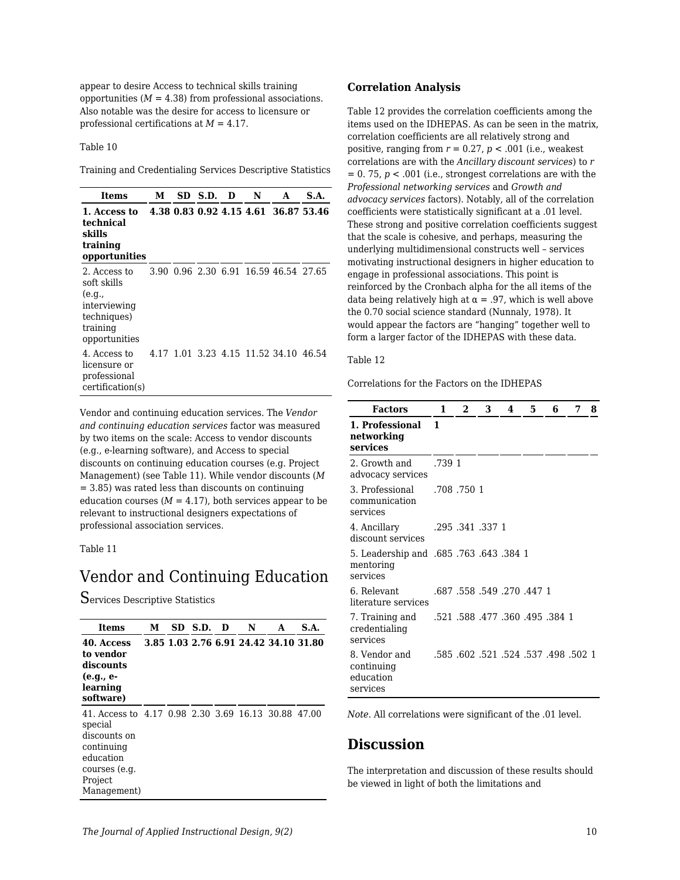appear to desire Access to technical skills training opportunities ($M$ = 4.38) from professional associations. Also notable was the desire for access to licensure or professional certifications at $M$ = 4.17.

Table 10

Training and Credentialing Services Descriptive Statistics

| Items | M | SD | S.D. | D | N | A | S.A. |
|---|---|---|---|---|---|---|---|
| **1. Access to technical skills training opportunities** | **4.38** | **0.83** | **0.92** | **4.15** | **4.61** | **36.87** | **53.46** |
| 2. Access to soft skills (e.g., interviewing techniques) training opportunities | 3.90 | 0.96 | 2.30 | 6.91 | 16.59 | 46.54 | 27.65 |
| 4. Access to licensure or professional certification(s) | 4.17 | 1.01 | 3.23 | 4.15 | 11.52 | 34.10 | 46.54 |

Vendor and continuing education services. The *Vendor and continuing education services* factor was measured by two items on the scale: Access to vendor discounts (e.g., e-learning software), and Access to special discounts on continuing education courses (e.g. Project Management) (see Table 11). While vendor discounts ($M$ = 3.85) was rated less than discounts on continuing education courses ($M$ = 4.17), both services appear to be relevant to instructional designers expectations of professional association services.

Table 11

Vendor and Continuing Education Services Descriptive Statistics

| Items | M | SD | S.D. | D | N | A | S.A. |
|---|---|---|---|---|---|---|---|
| **40. Access to vendor discounts (e.g., e-learning software)** | **3.85** | **1.03** | **2.76** | **6.91** | **24.42** | **34.10** | **31.80** |
| 41. Access to special discounts on continuing education courses (e.g. Project Management) | 4.17 | 0.98 | 2.30 | 3.69 | 16.13 | 30.88 | 47.00 |

### Correlation Analysis

Table 12 provides the correlation coefficients among the items used on the IDHEPAS. As can be seen in the matrix, correlation coefficients are all relatively strong and positive, ranging from $r = 0.27$, $p < .001$ (i.e., weakest correlations are with the *Ancillary discount services*) to $r = 0.75$, $p < .001$ (i.e., strongest correlations are with the *Professional networking services* and *Growth and advocacy services* factors). Notably, all of the correlation coefficients were statistically significant at a .01 level. These strong and positive correlation coefficients suggest that the scale is cohesive, and perhaps, measuring the underlying multidimensional constructs well – services motivating instructional designers in higher education to engage in professional associations. This point is reinforced by the Cronbach alpha for the all items of the data being relatively high at $\alpha = .97$, which is well above the 0.70 social science standard (Nunnaly, 1978). It would appear the factors are "hanging" together well to form a larger factor of the IDHEPAS with these data.

Table 12

Correlations for the Factors on the IDHEPAS

| Factors | 1 | 2 | 3 | 4 | 5 | 6 | 7 | 8 |
|---|---|---|---|---|---|---|---|---|
| **1. Professional networking services** | **1** | | | | | | | |
| 2. Growth and advocacy services | .739 | 1 | | | | | | |
| 3. Professional communication services | .708 | .750 | 1 | | | | | |
| 4. Ancillary discount services | .295 | .341 | .337 | 1 | | | | |
| 5. Leadership and mentoring services | .685 | .763 | .643 | .384 | 1 | | | |
| 6. Relevant literature services | .687 | .558 | .549 | .270 | .447 | 1 | | |
| 7. Training and credentialing services | .521 | .588 | .477 | .360 | .495 | .384 | 1 | |
| 8. Vendor and continuing education services | .585 | .602 | .521 | .524 | .537 | .498 | .502 | 1 |

*Note*. All correlations were significant of the .01 level.

## Discussion

The interpretation and discussion of these results should be viewed in light of both the limitations and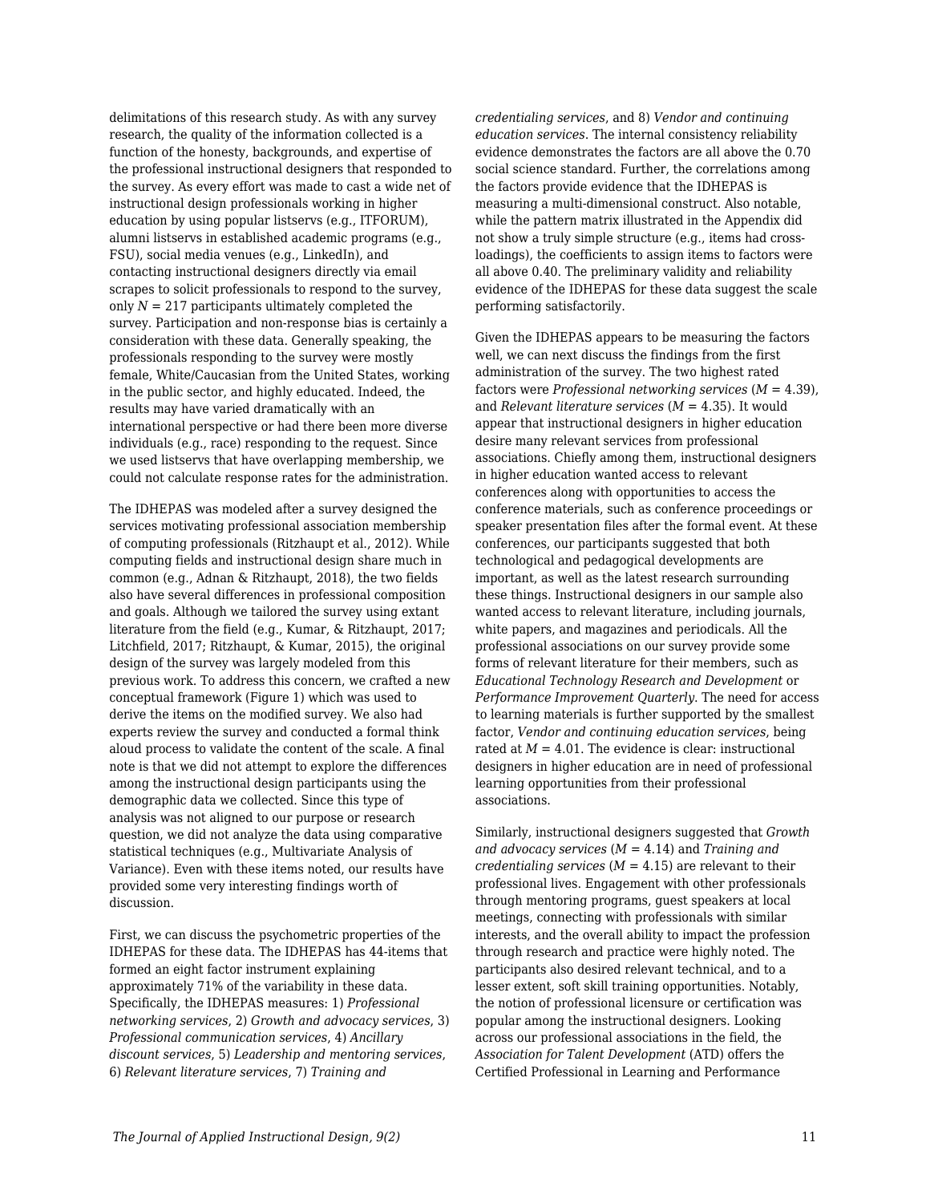delimitations of this research study. As with any survey research, the quality of the information collected is a function of the honesty, backgrounds, and expertise of the professional instructional designers that responded to the survey. As every effort was made to cast a wide net of instructional design professionals working in higher education by using popular listservs (e.g., ITFORUM), alumni listservs in established academic programs (e.g., FSU), social media venues (e.g., LinkedIn), and contacting instructional designers directly via email scrapes to solicit professionals to respond to the survey, only $N$ = 217 participants ultimately completed the survey. Participation and non-response bias is certainly a consideration with these data. Generally speaking, the professionals responding to the survey were mostly female, White/Caucasian from the United States, working in the public sector, and highly educated. Indeed, the results may have varied dramatically with an international perspective or had there been more diverse individuals (e.g., race) responding to the request. Since we used listservs that have overlapping membership, we could not calculate response rates for the administration.

The IDHEPAS was modeled after a survey designed the services motivating professional association membership of computing professionals (Ritzhaupt et al., 2012). While computing fields and instructional design share much in common (e.g., Adnan & Ritzhaupt, 2018), the two fields also have several differences in professional composition and goals. Although we tailored the survey using extant literature from the field (e.g., Kumar, & Ritzhaupt, 2017; Litchfield, 2017; Ritzhaupt, & Kumar, 2015), the original design of the survey was largely modeled from this previous work. To address this concern, we crafted a new conceptual framework (Figure 1) which was used to derive the items on the modified survey. We also had experts review the survey and conducted a formal think aloud process to validate the content of the scale. A final note is that we did not attempt to explore the differences among the instructional design participants using the demographic data we collected. Since this type of analysis was not aligned to our purpose or research question, we did not analyze the data using comparative statistical techniques (e.g., Multivariate Analysis of Variance). Even with these items noted, our results have provided some very interesting findings worth of discussion.

First, we can discuss the psychometric properties of the IDHEPAS for these data. The IDHEPAS has 44-items that formed an eight factor instrument explaining approximately 71% of the variability in these data. Specifically, the IDHEPAS measures: 1) *Professional networking services*, 2) *Growth and advocacy services*, 3) *Professional communication services*, 4) *Ancillary discount services*, 5) *Leadership and mentoring services*, 6) *Relevant literature services*, 7) *Training and credentialing services*, and 8) *Vendor and continuing education services*. The internal consistency reliability evidence demonstrates the factors are all above the 0.70 social science standard. Further, the correlations among the factors provide evidence that the IDHEPAS is measuring a multi-dimensional construct. Also notable, while the pattern matrix illustrated in the Appendix did not show a truly simple structure (e.g., items had cross-loadings), the coefficients to assign items to factors were all above 0.40. The preliminary validity and reliability evidence of the IDHEPAS for these data suggest the scale performing satisfactorily.

Given the IDHEPAS appears to be measuring the factors well, we can next discuss the findings from the first administration of the survey. The two highest rated factors were *Professional networking services* ($M$ = 4.39), and *Relevant literature services* ($M$ = 4.35). It would appear that instructional designers in higher education desire many relevant services from professional associations. Chiefly among them, instructional designers in higher education wanted access to relevant conferences along with opportunities to access the conference materials, such as conference proceedings or speaker presentation files after the formal event. At these conferences, our participants suggested that both technological and pedagogical developments are important, as well as the latest research surrounding these things. Instructional designers in our sample also wanted access to relevant literature, including journals, white papers, and magazines and periodicals. All the professional associations on our survey provide some forms of relevant literature for their members, such as *Educational Technology Research and Development* or *Performance Improvement Quarterly*. The need for access to learning materials is further supported by the smallest factor, *Vendor and continuing education services*, being rated at $M$ = 4.01. The evidence is clear: instructional designers in higher education are in need of professional learning opportunities from their professional associations.

Similarly, instructional designers suggested that *Growth and advocacy services* ($M$ = 4.14) and *Training and credentialing services* ($M$ = 4.15) are relevant to their professional lives. Engagement with other professionals through mentoring programs, guest speakers at local meetings, connecting with professionals with similar interests, and the overall ability to impact the profession through research and practice were highly noted. The participants also desired relevant technical, and to a lesser extent, soft skill training opportunities. Notably, the notion of professional licensure or certification was popular among the instructional designers. Looking across our professional associations in the field, the *Association for Talent Development* (ATD) offers the Certified Professional in Learning and Performance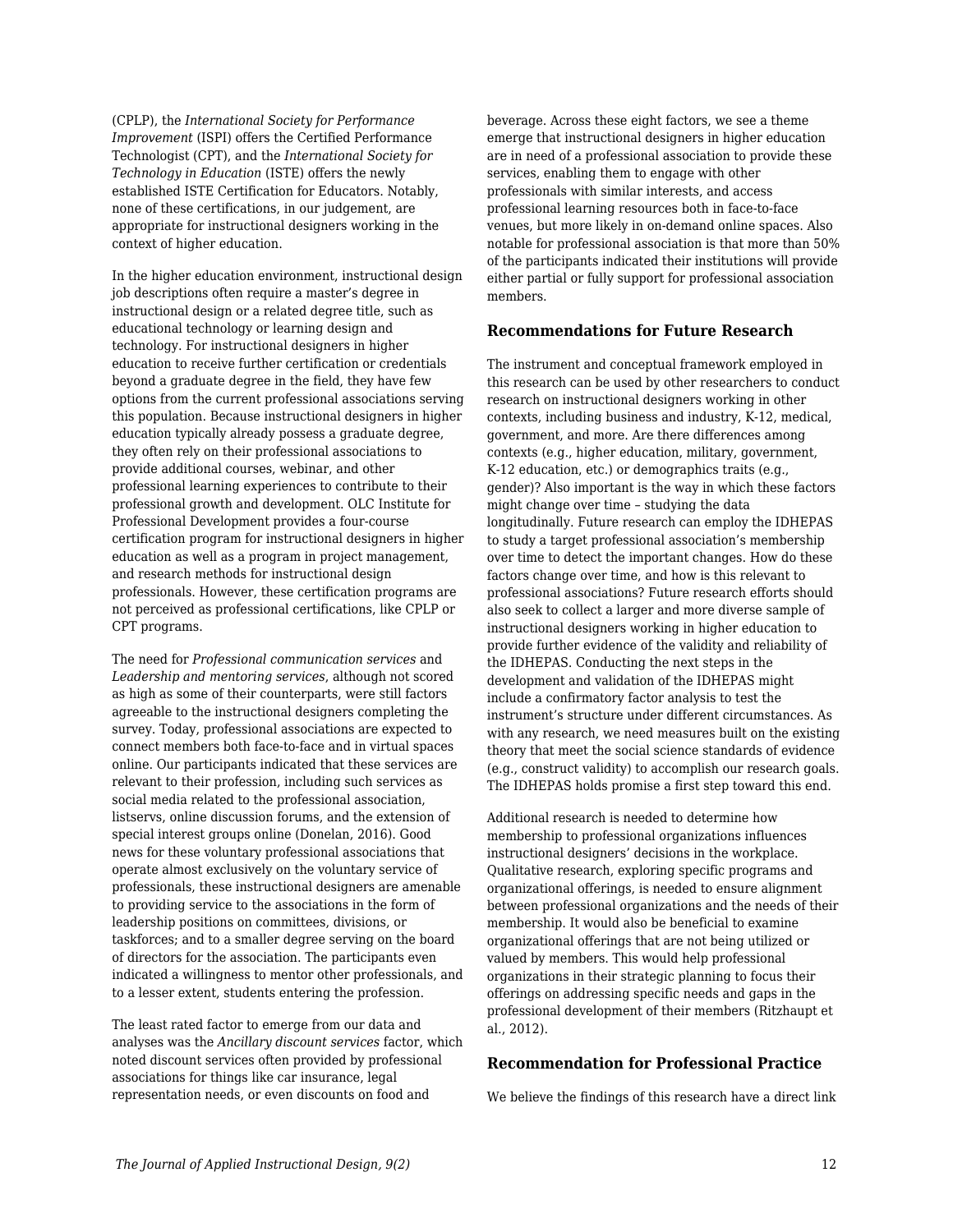(CPLP), the *International Society for Performance Improvement* (ISPI) offers the Certified Performance Technologist (CPT), and the *International Society for Technology in Education* (ISTE) offers the newly established ISTE Certification for Educators. Notably, none of these certifications, in our judgement, are appropriate for instructional designers working in the context of higher education.

In the higher education environment, instructional design job descriptions often require a master's degree in instructional design or a related degree title, such as educational technology or learning design and technology. For instructional designers in higher education to receive further certification or credentials beyond a graduate degree in the field, they have few options from the current professional associations serving this population. Because instructional designers in higher education typically already possess a graduate degree, they often rely on their professional associations to provide additional courses, webinar, and other professional learning experiences to contribute to their professional growth and development. OLC Institute for Professional Development provides a four-course certification program for instructional designers in higher education as well as a program in project management, and research methods for instructional design professionals. However, these certification programs are not perceived as professional certifications, like CPLP or CPT programs.

The need for *Professional communication services* and *Leadership and mentoring services*, although not scored as high as some of their counterparts, were still factors agreeable to the instructional designers completing the survey. Today, professional associations are expected to connect members both face-to-face and in virtual spaces online. Our participants indicated that these services are relevant to their profession, including such services as social media related to the professional association, listservs, online discussion forums, and the extension of special interest groups online (Donelan, 2016). Good news for these voluntary professional associations that operate almost exclusively on the voluntary service of professionals, these instructional designers are amenable to providing service to the associations in the form of leadership positions on committees, divisions, or taskforces; and to a smaller degree serving on the board of directors for the association. The participants even indicated a willingness to mentor other professionals, and to a lesser extent, students entering the profession.

The least rated factor to emerge from our data and analyses was the *Ancillary discount services* factor, which noted discount services often provided by professional associations for things like car insurance, legal representation needs, or even discounts on food and beverage. Across these eight factors, we see a theme emerge that instructional designers in higher education are in need of a professional association to provide these services, enabling them to engage with other professionals with similar interests, and access professional learning resources both in face-to-face venues, but more likely in on-demand online spaces. Also notable for professional association is that more than 50% of the participants indicated their institutions will provide either partial or fully support for professional association members.

### Recommendations for Future Research

The instrument and conceptual framework employed in this research can be used by other researchers to conduct research on instructional designers working in other contexts, including business and industry, K-12, medical, government, and more. Are there differences among contexts (e.g., higher education, military, government, K-12 education, etc.) or demographics traits (e.g., gender)? Also important is the way in which these factors might change over time – studying the data longitudinally. Future research can employ the IDHEPAS to study a target professional association's membership over time to detect the important changes. How do these factors change over time, and how is this relevant to professional associations? Future research efforts should also seek to collect a larger and more diverse sample of instructional designers working in higher education to provide further evidence of the validity and reliability of the IDHEPAS. Conducting the next steps in the development and validation of the IDHEPAS might include a confirmatory factor analysis to test the instrument's structure under different circumstances. As with any research, we need measures built on the existing theory that meet the social science standards of evidence (e.g., construct validity) to accomplish our research goals. The IDHEPAS holds promise a first step toward this end.

Additional research is needed to determine how membership to professional organizations influences instructional designers' decisions in the workplace. Qualitative research, exploring specific programs and organizational offerings, is needed to ensure alignment between professional organizations and the needs of their membership. It would also be beneficial to examine organizational offerings that are not being utilized or valued by members. This would help professional organizations in their strategic planning to focus their offerings on addressing specific needs and gaps in the professional development of their members (Ritzhaupt et al., 2012).

### Recommendation for Professional Practice

We believe the findings of this research have a direct link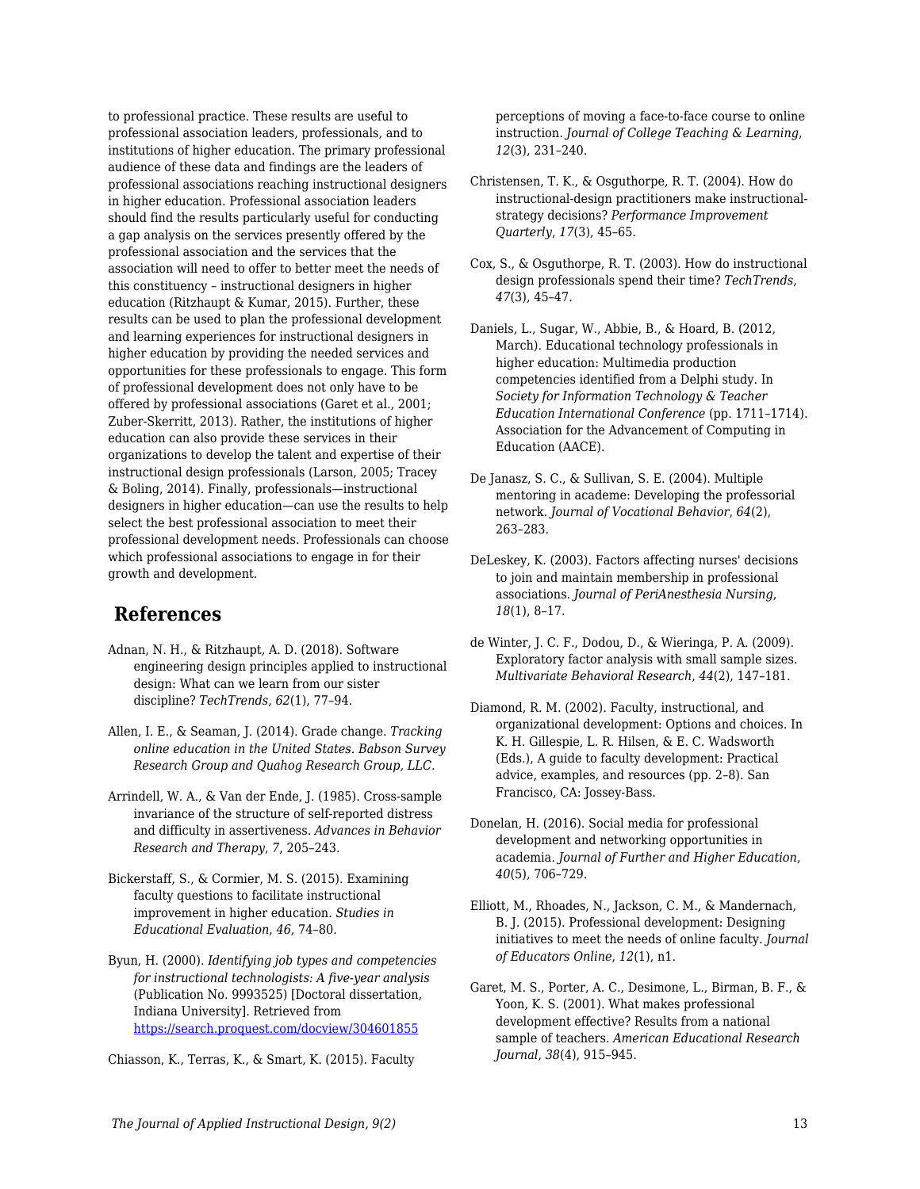to professional practice. These results are useful to professional association leaders, professionals, and to institutions of higher education. The primary professional audience of these data and findings are the leaders of professional associations reaching instructional designers in higher education. Professional association leaders should find the results particularly useful for conducting a gap analysis on the services presently offered by the professional association and the services that the association will need to offer to better meet the needs of this constituency – instructional designers in higher education (Ritzhaupt & Kumar, 2015). Further, these results can be used to plan the professional development and learning experiences for instructional designers in higher education by providing the needed services and opportunities for these professionals to engage. This form of professional development does not only have to be offered by professional associations (Garet et al., 2001; Zuber-Skerritt, 2013). Rather, the institutions of higher education can also provide these services in their organizations to develop the talent and expertise of their instructional design professionals (Larson, 2005; Tracey & Boling, 2014). Finally, professionals—instructional designers in higher education—can use the results to help select the best professional association to meet their professional development needs. Professionals can choose which professional associations to engage in for their growth and development.

## References

Adnan, N. H., & Ritzhaupt, A. D. (2018). Software engineering design principles applied to instructional design: What can we learn from our sister discipline? *TechTrends*, *62*(1), 77–94.

Allen, I. E., & Seaman, J. (2014). Grade change. *Tracking online education in the United States. Babson Survey Research Group and Quahog Research Group, LLC*.

Arrindell, W. A., & Van der Ende, J. (1985). Cross-sample invariance of the structure of self-reported distress and difficulty in assertiveness. *Advances in Behavior Research and Therapy*, *7*, 205–243.

Bickerstaff, S., & Cormier, M. S. (2015). Examining faculty questions to facilitate instructional improvement in higher education. *Studies in Educational Evaluation*, *46*, 74–80.

Byun, H. (2000). *Identifying job types and competencies for instructional technologists: A five-year analysis* (Publication No. 9993525) [Doctoral dissertation, Indiana University]. Retrieved from https://search.proquest.com/docview/304601855

Chiasson, K., Terras, K., & Smart, K. (2015). Faculty perceptions of moving a face-to-face course to online instruction. *Journal of College Teaching & Learning*, *12*(3), 231–240.

Christensen, T. K., & Osguthorpe, R. T. (2004). How do instructional-design practitioners make instructional-strategy decisions? *Performance Improvement Quarterly*, *17*(3), 45–65.

Cox, S., & Osguthorpe, R. T. (2003). How do instructional design professionals spend their time? *TechTrends*, *47*(3), 45–47.

Daniels, L., Sugar, W., Abbie, B., & Hoard, B. (2012, March). Educational technology professionals in higher education: Multimedia production competencies identified from a Delphi study. In *Society for Information Technology & Teacher Education International Conference* (pp. 1711–1714). Association for the Advancement of Computing in Education (AACE).

De Janasz, S. C., & Sullivan, S. E. (2004). Multiple mentoring in academe: Developing the professorial network. *Journal of Vocational Behavior*, *64*(2), 263–283.

DeLeskey, K. (2003). Factors affecting nurses' decisions to join and maintain membership in professional associations. *Journal of PeriAnesthesia Nursing*, *18*(1), 8–17.

de Winter, J. C. F., Dodou, D., & Wieringa, P. A. (2009). Exploratory factor analysis with small sample sizes. *Multivariate Behavioral Research*, *44*(2), 147–181.

Diamond, R. M. (2002). Faculty, instructional, and organizational development: Options and choices. In K. H. Gillespie, L. R. Hilsen, & E. C. Wadsworth (Eds.), A guide to faculty development: Practical advice, examples, and resources (pp. 2–8). San Francisco, CA: Jossey-Bass.

Donelan, H. (2016). Social media for professional development and networking opportunities in academia. *Journal of Further and Higher Education*, *40*(5), 706–729.

Elliott, M., Rhoades, N., Jackson, C. M., & Mandernach, B. J. (2015). Professional development: Designing initiatives to meet the needs of online faculty. *Journal of Educators Online*, *12*(1), n1.

Garet, M. S., Porter, A. C., Desimone, L., Birman, B. F., & Yoon, K. S. (2001). What makes professional development effective? Results from a national sample of teachers. *American Educational Research Journal*, *38*(4), 915–945.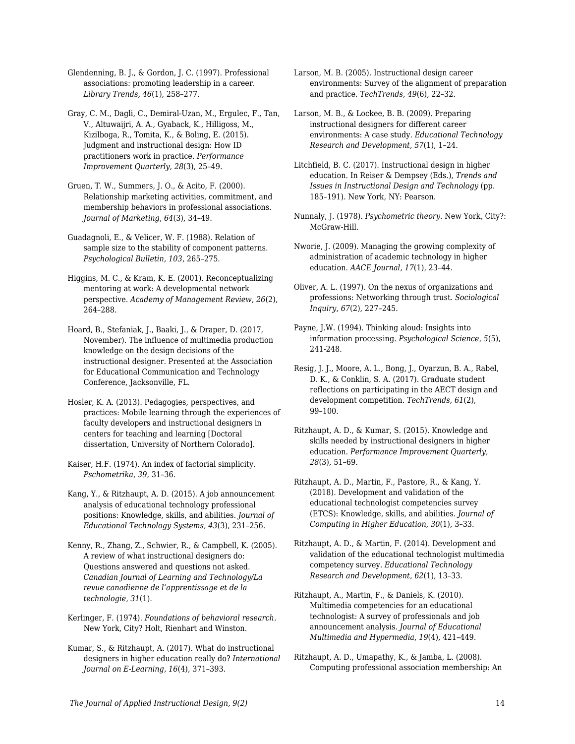Glendenning, B. J., & Gordon, J. C. (1997). Professional associations: promoting leadership in a career. *Library Trends, 46*(1), 258–277.

Gray, C. M., Dagli, C., Demiral-Uzan, M., Ergulec, F., Tan, V., Altuwaijri, A. A., Gyaback, K., Hilligoss, M., Kizilboga, R., Tomita, K., & Boling, E. (2015). Judgment and instructional design: How ID practitioners work in practice. *Performance Improvement Quarterly*, *28*(3), 25–49.

Gruen, T. W., Summers, J. O., & Acito, F. (2000). Relationship marketing activities, commitment, and membership behaviors in professional associations. *Journal of Marketing*, *64*(3), 34–49.

Guadagnoli, E., & Velicer, W. F. (1988). Relation of sample size to the stability of component patterns. *Psychological Bulletin, 103*, 265–275.

Higgins, M. C., & Kram, K. E. (2001). Reconceptualizing mentoring at work: A developmental network perspective. *Academy of Management Review*, *26*(2), 264–288.

Hoard, B., Stefaniak, J., Baaki, J., & Draper, D. (2017, November). The influence of multimedia production knowledge on the design decisions of the instructional designer. Presented at the Association for Educational Communication and Technology Conference, Jacksonville, FL.

Hosler, K. A. (2013). Pedagogies, perspectives, and practices: Mobile learning through the experiences of faculty developers and instructional designers in centers for teaching and learning [Doctoral dissertation, University of Northern Colorado].

Kaiser, H.F. (1974). An index of factorial simplicity. *Pschometrika*, *39*, 31–36.

Kang, Y., & Ritzhaupt, A. D. (2015). A job announcement analysis of educational technology professional positions: Knowledge, skills, and abilities. *Journal of Educational Technology Systems*, *43*(3), 231–256.

Kenny, R., Zhang, Z., Schwier, R., & Campbell, K. (2005). A review of what instructional designers do: Questions answered and questions not asked. *Canadian Journal of Learning and Technology/La revue canadienne de l'apprentissage et de la technologie*, *31*(1).

Kerlinger, F. (1974). *Foundations of behavioral research*. New York, City? Holt, Rienhart and Winston.

Kumar, S., & Ritzhaupt, A. (2017). What do instructional designers in higher education really do? *International Journal on E-Learning*, *16*(4), 371–393.

Larson, M. B. (2005). Instructional design career environments: Survey of the alignment of preparation and practice. *TechTrends*, *49*(6), 22–32.

Larson, M. B., & Lockee, B. B. (2009). Preparing instructional designers for different career environments: A case study. *Educational Technology Research and Development*, *57*(1), 1–24.

Litchfield, B. C. (2017). Instructional design in higher education. In Reiser & Dempsey (Eds.), *Trends and Issues in Instructional Design and Technology* (pp. 185–191). New York, NY: Pearson.

Nunnaly, J. (1978). *Psychometric theory*. New York, City?: McGraw-Hill.

Nworie, J. (2009). Managing the growing complexity of administration of academic technology in higher education. *AACE Journal*, *17*(1), 23–44.

Oliver, A. L. (1997). On the nexus of organizations and professions: Networking through trust. *Sociological Inquiry*, *67*(2), 227–245.

Payne, J.W. (1994). Thinking aloud: Insights into information processing. *Psychological Science*, *5*(5), 241-248.

Resig, J. J., Moore, A. L., Bong, J., Oyarzun, B. A., Rabel, D. K., & Conklin, S. A. (2017). Graduate student reflections on participating in the AECT design and development competition. *TechTrends*, *61*(2), 99–100.

Ritzhaupt, A. D., & Kumar, S. (2015). Knowledge and skills needed by instructional designers in higher education. *Performance Improvement Quarterly*, *28*(3), 51–69.

Ritzhaupt, A. D., Martin, F., Pastore, R., & Kang, Y. (2018). Development and validation of the educational technologist competencies survey (ETCS): Knowledge, skills, and abilities. *Journal of Computing in Higher Education*, *30*(1), 3–33.

Ritzhaupt, A. D., & Martin, F. (2014). Development and validation of the educational technologist multimedia competency survey. *Educational Technology Research and Development*, *62*(1), 13–33.

Ritzhaupt, A., Martin, F., & Daniels, K. (2010). Multimedia competencies for an educational technologist: A survey of professionals and job announcement analysis. *Journal of Educational Multimedia and Hypermedia*, *19*(4), 421–449.

Ritzhaupt, A. D., Umapathy, K., & Jamba, L. (2008). Computing professional association membership: An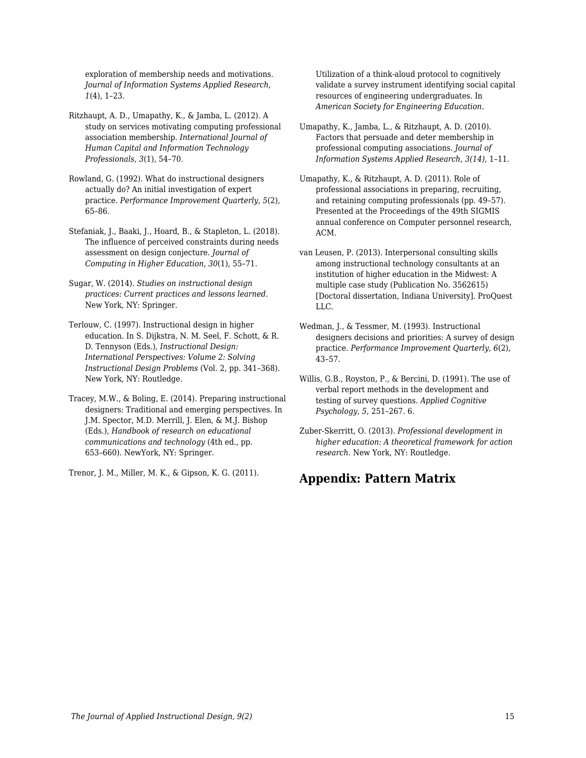exploration of membership needs and motivations. *Journal of Information Systems Applied Research*, *1*(4), 1–23.

Ritzhaupt, A. D., Umapathy, K., & Jamba, L. (2012). A study on services motivating computing professional association membership. *International Journal of Human Capital and Information Technology Professionals*, *3*(1), 54–70.

Rowland, G. (1992). What do instructional designers actually do? An initial investigation of expert practice. *Performance Improvement Quarterly*, *5*(2), 65–86.

Stefaniak, J., Baaki, J., Hoard, B., & Stapleton, L. (2018). The influence of perceived constraints during needs assessment on design conjecture. *Journal of Computing in Higher Education*, *30*(1), 55–71.

Sugar, W. (2014). *Studies on instructional design practices: Current practices and lessons learned*. New York, NY: Springer.

Terlouw, C. (1997). Instructional design in higher education. In S. Dijkstra, N. M. Seel, F. Schott, & R. D. Tennyson (Eds.), *Instructional Design: International Perspectives: Volume 2: Solving Instructional Design Problems* (Vol. 2, pp. 341–368). New York, NY: Routledge.

Tracey, M.W., & Boling, E. (2014). Preparing instructional designers: Traditional and emerging perspectives. In J.M. Spector, M.D. Merrill, J. Elen, & M.J. Bishop (Eds.), *Handbook of research on educational communications and technology* (4th ed., pp. 653–660). NewYork, NY: Springer.

Trenor, J. M., Miller, M. K., & Gipson, K. G. (2011). Utilization of a think-aloud protocol to cognitively validate a survey instrument identifying social capital resources of engineering undergraduates. In *American Society for Engineering Education*.

Umapathy, K., Jamba, L., & Ritzhaupt, A. D. (2010). Factors that persuade and deter membership in professional computing associations. *Journal of Information Systems Applied Research*, *3(14),* 1–11.

Umapathy, K., & Ritzhaupt, A. D. (2011). Role of professional associations in preparing, recruiting, and retaining computing professionals (pp. 49–57). Presented at the Proceedings of the 49th SIGMIS annual conference on Computer personnel research, ACM.

van Leusen, P. (2013). Interpersonal consulting skills among instructional technology consultants at an institution of higher education in the Midwest: A multiple case study (Publication No. 3562615) [Doctoral dissertation, Indiana University]. ProQuest LLC.

Wedman, J., & Tessmer, M. (1993). Instructional designers decisions and priorities: A survey of design practice. *Performance Improvement Quarterly*, *6*(2), 43–57.

Willis, G.B., Royston, P., & Bercini, D. (1991). The use of verbal report methods in the development and testing of survey questions. *Applied Cognitive Psychology*, *5*, 251–267. 6.

Zuber-Skerritt, O. (2013). *Professional development in higher education: A theoretical framework for action research*. New York, NY: Routledge.

## Appendix: Pattern Matrix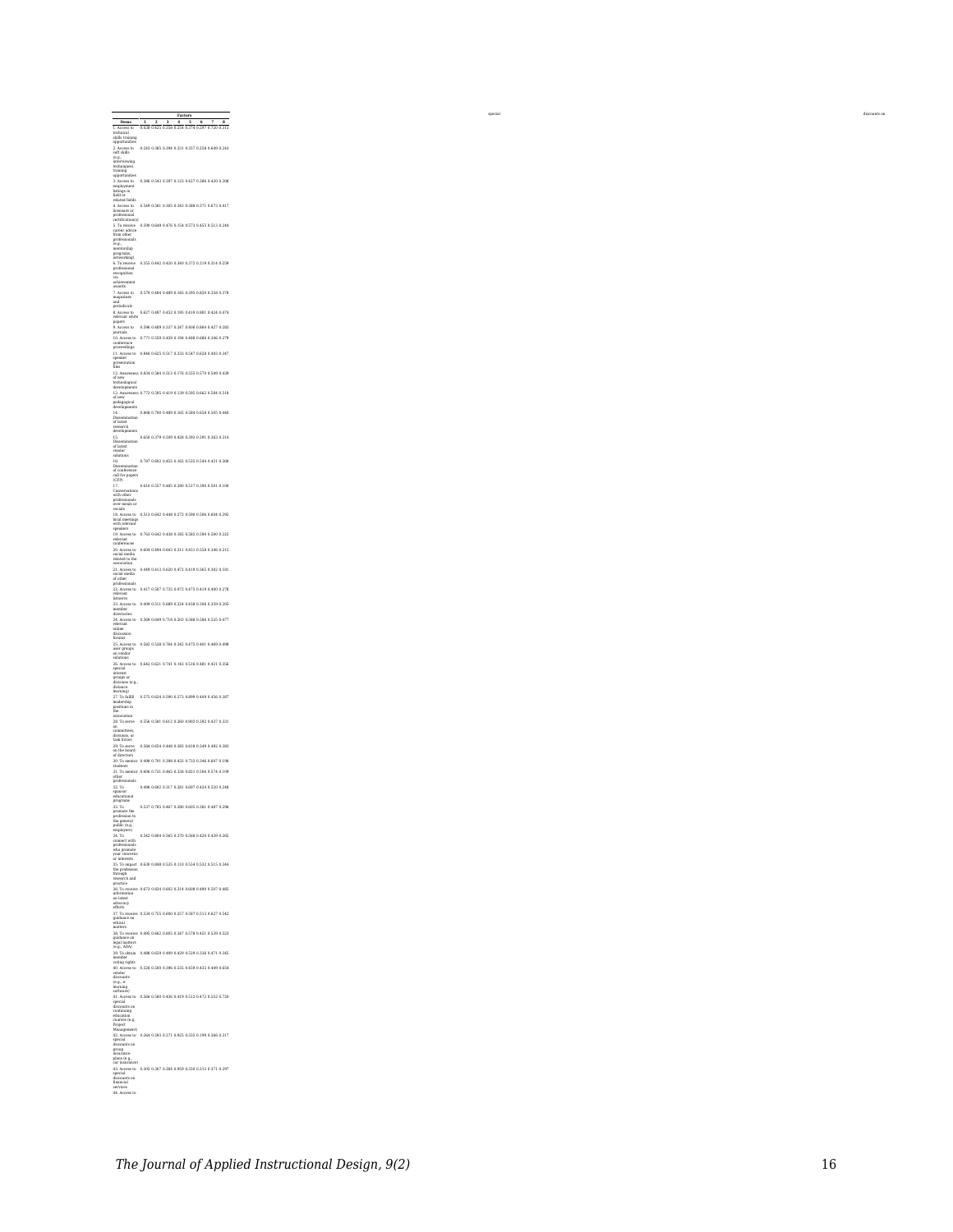| Items | Factors | | | | | | | |
|---|---|---|---|---|---|---|---|---|
| | 1 | 2 | 3 | 4 | 5 | 6 | 7 | 8 |
| 1. Access to technical skills training opportunities | 0.438 | 0.425 | 0.338 | 0.254 | 0.374 | 0.297 | 0.720 | 0.315 |
| 2. Access to soft skills (e.g., interviewing techniques) training opportunities | 0.243 | 0.385 | 0.294 | 0.231 | 0.357 | 0.258 | 0.669 | 0.243 |
| 3. Access to employment listings in field or related fields | 0.388 | 0.543 | 0.297 | 0.123 | 0.427 | 0.386 | 0.420 | 0.308 |
| 4. Access to licensure or professional certification(s) | 0.549 | 0.581 | 0.385 | 0.363 | 0.388 | 0.371 | 0.673 | 0.417 |
| 5. To receive career advice from other professionals (e.g., mentorship programs, networking) | 0.590 | 0.649 | 0.476 | 0.354 | 0.573 | 0.455 | 0.513 | 0.244 |
| 6. To receive professional recognition via achievement awards | 0.355 | 0.442 | 0.420 | 0.340 | 0.372 | 0.219 | 0.314 | 0.259 |
| 7. Access to magazines and periodicals | 0.579 | 0.484 | 0.489 | 0.303 | 0.395 | 0.850 | 0.350 | 0.378 |
| 8. Access to relevant white papers | 0.627 | 0.497 | 0.452 | 0.195 | 0.419 | 0.881 | 0.424 | 0.474 |
| 9. Access to journals | 0.596 | 0.489 | 0.337 | 0.267 | 0.406 | 0.864 | 0.427 | 0.283 |
| 10. Access to conference proceedings | 0.771 | 0.559 | 0.459 | 0.394 | 0.488 | 0.686 | 0.346 | 0.279 |
| 11. Access to speaker presentation files | 0.846 | 0.625 | 0.517 | 0.233 | 0.547 | 0.620 | 0.403 | 0.347 |
| 12. Awareness of new technological developments | 0.834 | 0.584 | 0.513 | 0.176 | 0.555 | 0.570 | 0.549 | 0.439 |
| 13. Awareness of new pedagogical developments | 0.772 | 0.595 | 0.419 | 0.139 | 0.595 | 0.662 | 0.584 | 0.518 |
| 14. Dissemination of latest research developments | 0.868 | 0.700 | 0.489 | 0.165 | 0.584 | 0.658 | 0.505 | 0.440 |
| 15. Dissemination of latest vendor solutions | 0.650 | 0.379 | 0.589 | 0.428 | 0.392 | 0.291 | 0.263 | 0.314 |
| 16. Dissemination of conference call for papers (CFP) | 0.787 | 0.602 | 0.455 | 0.362 | 0.535 | 0.544 | 0.421 | 0.368 |
| 17. Conversations with other professionals over meals or socials | 0.610 | 0.557 | 0.485 | 0.280 | 0.517 | 0.390 | 0.501 | 0.108 |
| 18. Access to local meetings with relevant speakers | 0.513 | 0.642 | 0.448 | 0.273 | 0.590 | 0.506 | 0.604 | 0.292 |
| 19. Access to relevant conferences | 0.763 | 0.642 | 0.428 | 0.185 | 0.585 | 0.594 | 0.500 | 0.325 |
| 20. Access to social media related to the association | 0.604 | 0.494 | 0.663 | 0.311 | 0.451 | 0.358 | 0.246 | 0.215 |
| 21. Access to social media of other professionals | 0.449 | 0.413 | 0.620 | 0.472 | 0.419 | 0.365 | 0.302 | 0.181 |
| 22. Access to relevant listservs | 0.417 | 0.587 | 0.735 | 0.872 | 0.475 | 0.419 | 0.400 | 0.278 |
| 23. Access to member directories | 0.409 | 0.511 | 0.689 | 0.224 | 0.458 | 0.306 | 0.359 | 0.205 |
| 24. Access to relevant online discussion forums | 0.569 | 0.649 | 0.718 | 0.203 | 0.588 | 0.586 | 0.535 | 0.477 |
| 25. Access to user groups on vendor solutions | 0.502 | 0.528 | 0.764 | 0.345 | 0.475 | 0.401 | 0.469 | 0.498 |
| 26. Access to special interest groups or divisions (e.g., distance learning) | 0.642 | 0.621 | 0.701 | 0.163 | 0.516 | 0.481 | 0.421 | 0.356 |
| 27. To fulfill leadership positions in the association | 0.575 | 0.624 | 0.590 | 0.273 | 0.899 | 0.409 | 0.456 | 0.387 |
| 28. To serve on committees, divisions, or task forces | 0.556 | 0.581 | 0.612 | 0.260 | 0.902 | 0.392 | 0.437 | 0.331 |
| 29. To serve on the board of directors | 0.504 | 0.654 | 0.448 | 0.283 | 0.818 | 0.349 | 0.482 | 0.303 |
| 30. To mentor students | 0.498 | 0.701 | 0.398 | 0.432 | 0.733 | 0.346 | 0.607 | 0.196 |
| 31. To mentor other professionals | 0.606 | 0.731 | 0.465 | 0.338 | 0.821 | 0.506 | 0.574 | 0.109 |
| 32. To sponsor educational programs | 0.496 | 0.682 | 0.317 | 0.281 | 0.697 | 0.424 | 0.520 | 0.248 |
| 33. To promote the profession to the general public (e.g., employers) | 0.537 | 0.785 | 0.467 | 0.280 | 0.605 | 0.381 | 0.487 | 0.296 |
| 34. To connect with professionals who promote your concerns or interests | 0.542 | 0.804 | 0.565 | 0.270 | 0.568 | 0.420 | 0.439 | 0.265 |
| 35. To impact the profession through research and practice | 0.638 | 0.808 | 0.535 | 0.110 | 0.554 | 0.532 | 0.515 | 0.344 |
| 36. To receive information on latest advocacy efforts | 0.673 | 0.824 | 0.602 | 0.214 | 0.608 | 0.490 | 0.507 | 0.485 |
| 37. To receive guidance on ethical matters | 0.534 | 0.755 | 0.600 | 0.257 | 0.587 | 0.513 | 0.627 | 0.542 |
| 38. To receive guidance on legal matters (e.g., ADA) | 0.495 | 0.662 | 0.605 | 0.367 | 0.578 | 0.451 | 0.539 | 0.523 |
| 39. To obtain member voting rights | 0.488 | 0.659 | 0.499 | 0.429 | 0.529 | 0.326 | 0.471 | 0.345 |
| 40. Access to vendor discounts (e.g., e-learning software) | 0.526 | 0.580 | 0.396 | 0.535 | 0.459 | 0.435 | 0.449 | 0.654 |
| 41. Access to special discounts on continuing education courses (e.g. Project Management) | 0.566 | 0.580 | 0.426 | 0.419 | 0.512 | 0.472 | 0.552 | 0.728 |
| 42. Access to special discounts on group insurance plans (e.g. car insurance) | 0.264 | 0.283 | 0.271 | 0.925 | 0.335 | 0.199 | 0.266 | 0.317 |
| 43. Access to special discounts on financial services | 0.305 | 0.307 | 0.284 | 0.959 | 0.350 | 0.212 | 0.371 | 0.297 |
| 44. Access to special discounts on | | | | | | | | |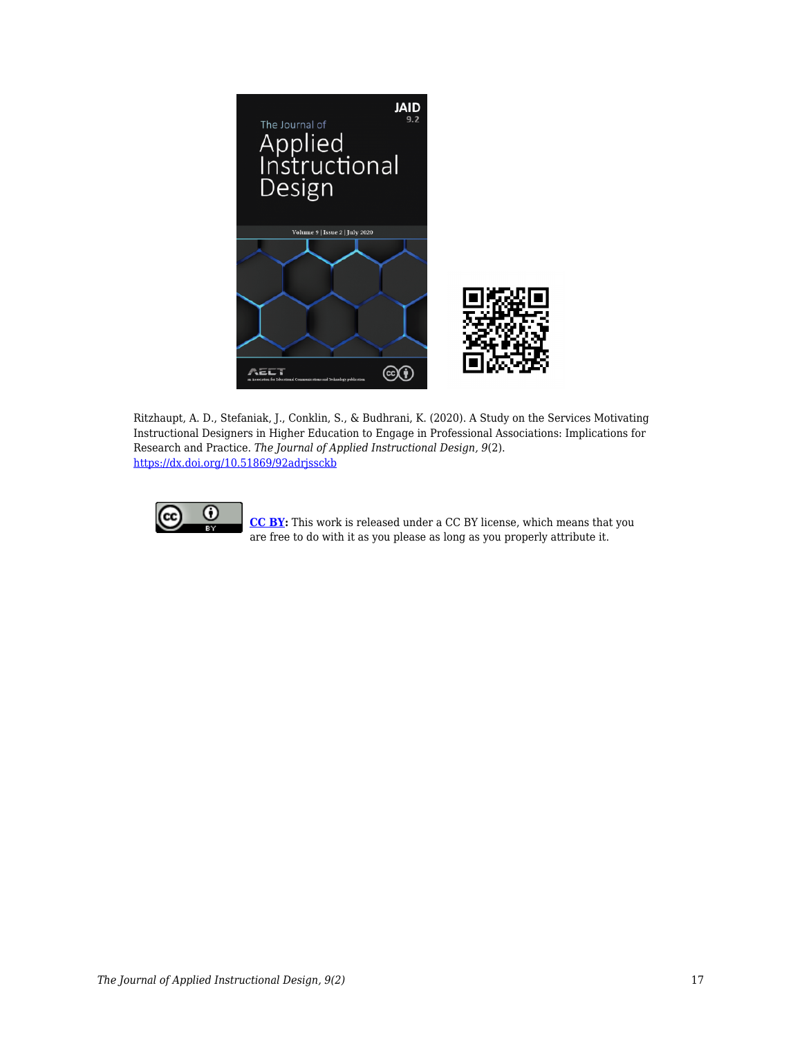Ritzhaupt, A. D., Stefaniak, J., Conklin, S., & Budhrani, K. (2020). A Study on the Services Motivating Instructional Designers in Higher Education to Engage in Professional Associations: Implications for Research and Practice. *The Journal of Applied Instructional Design, 9*(2). https://dx.doi.org/10.51869/92adrjssckb

**CC BY:** This work is released under a CC BY license, which means that you are free to do with it as you please as long as you properly attribute it.